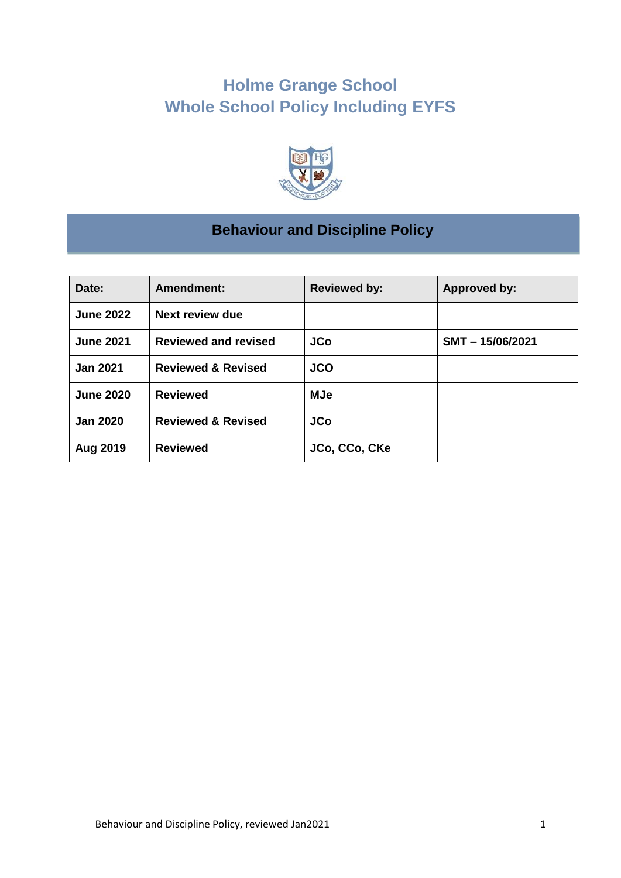# Holme Grange School
# Whole School Policy Including EYFS

## Behaviour and Discipline Policy

| Date: | Amendment: | Reviewed by: | Approved by: |
|---|---|---|---|
| June 2022 | Next review due | | |
| June 2021 | Reviewed and revised | JCo | SMT – 15/06/2021 |
| Jan 2021 | Reviewed & Revised | JCO | |
| June 2020 | Reviewed | MJe | |
| Jan 2020 | Reviewed & Revised | JCo | |
| Aug 2019 | Reviewed | JCo, CCo, CKe | |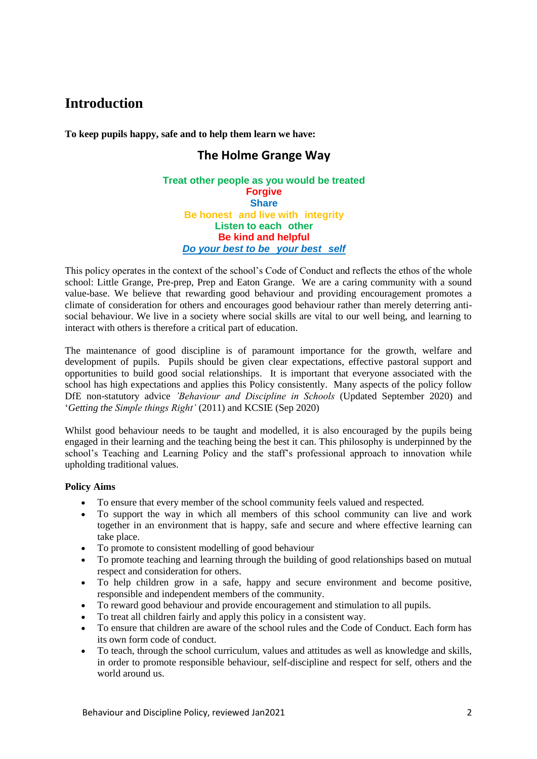# Introduction

**To keep pupils happy, safe and to help them learn we have:**

## The Holme Grange Way

**Treat other people as you would be treated**
**Forgive**
**Share**
**Be honest and live with integrity**
**Listen to each other**
**Be kind and helpful**
***Do your best to be your best self***

This policy operates in the context of the school's Code of Conduct and reflects the ethos of the whole school: Little Grange, Pre-prep, Prep and Eaton Grange. We are a caring community with a sound value-base. We believe that rewarding good behaviour and providing encouragement promotes a climate of consideration for others and encourages good behaviour rather than merely deterring anti-social behaviour. We live in a society where social skills are vital to our well being, and learning to interact with others is therefore a critical part of education.

The maintenance of good discipline is of paramount importance for the growth, welfare and development of pupils. Pupils should be given clear expectations, effective pastoral support and opportunities to build good social relationships. It is important that everyone associated with the school has high expectations and applies this Policy consistently. Many aspects of the policy follow DfE non-statutory advice *'Behaviour and Discipline in Schools* (Updated September 2020) and '*Getting the Simple things Right'* (2011) and KCSIE (Sep 2020)

Whilst good behaviour needs to be taught and modelled, it is also encouraged by the pupils being engaged in their learning and the teaching being the best it can. This philosophy is underpinned by the school's Teaching and Learning Policy and the staff's professional approach to innovation while upholding traditional values.

**Policy Aims**

- To ensure that every member of the school community feels valued and respected.
- To support the way in which all members of this school community can live and work together in an environment that is happy, safe and secure and where effective learning can take place.
- To promote to consistent modelling of good behaviour
- To promote teaching and learning through the building of good relationships based on mutual respect and consideration for others.
- To help children grow in a safe, happy and secure environment and become positive, responsible and independent members of the community.
- To reward good behaviour and provide encouragement and stimulation to all pupils.
- To treat all children fairly and apply this policy in a consistent way.
- To ensure that children are aware of the school rules and the Code of Conduct. Each form has its own form code of conduct.
- To teach, through the school curriculum, values and attitudes as well as knowledge and skills, in order to promote responsible behaviour, self-discipline and respect for self, others and the world around us.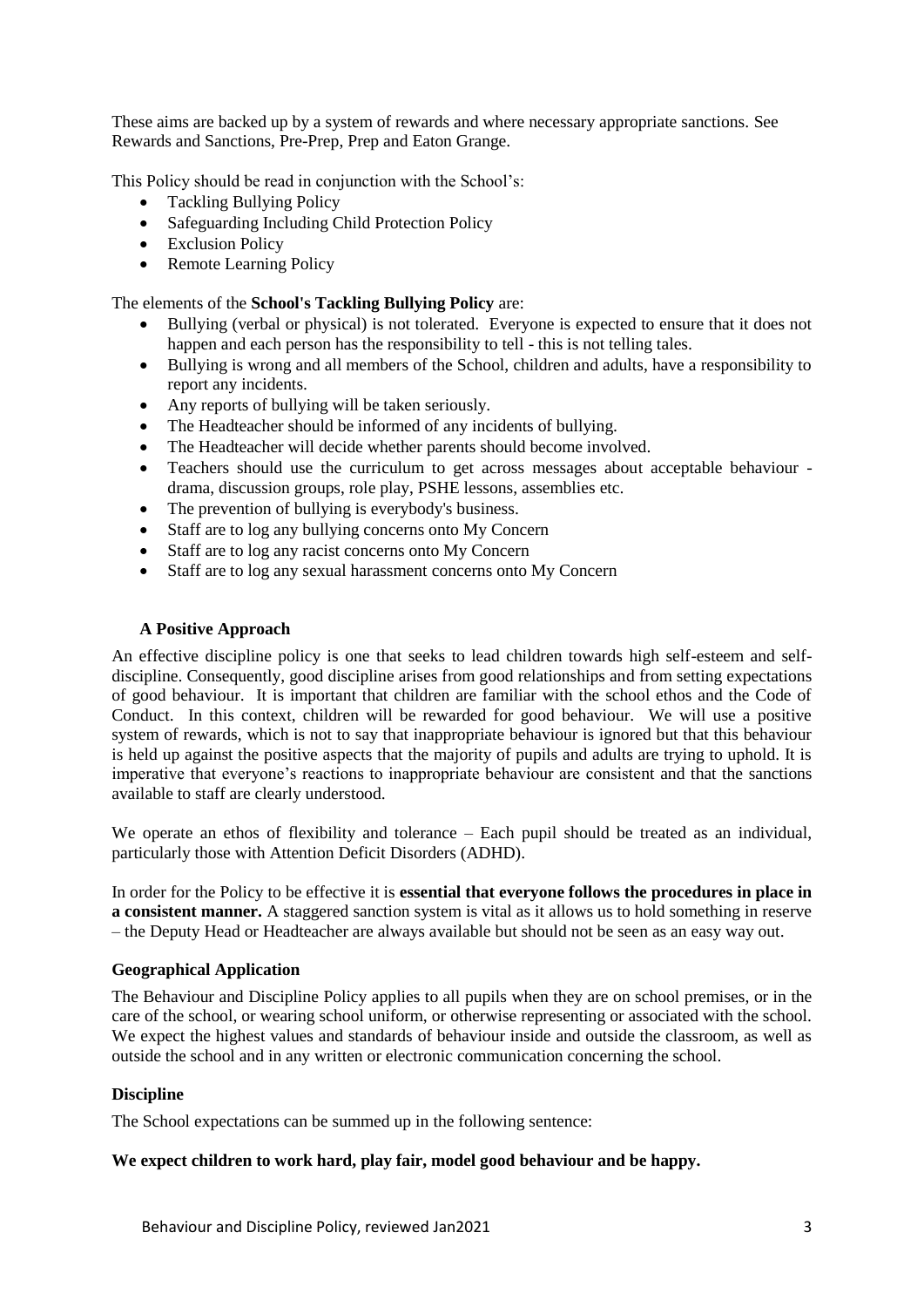These aims are backed up by a system of rewards and where necessary appropriate sanctions. See Rewards and Sanctions, Pre-Prep, Prep and Eaton Grange.

This Policy should be read in conjunction with the School's:

- Tackling Bullying Policy
- Safeguarding Including Child Protection Policy
- Exclusion Policy
- Remote Learning Policy

The elements of the **School's Tackling Bullying Policy** are:

- Bullying (verbal or physical) is not tolerated. Everyone is expected to ensure that it does not happen and each person has the responsibility to tell - this is not telling tales.
- Bullying is wrong and all members of the School, children and adults, have a responsibility to report any incidents.
- Any reports of bullying will be taken seriously.
- The Headteacher should be informed of any incidents of bullying.
- The Headteacher will decide whether parents should become involved.
- Teachers should use the curriculum to get across messages about acceptable behaviour - drama, discussion groups, role play, PSHE lessons, assemblies etc.
- The prevention of bullying is everybody's business.
- Staff are to log any bullying concerns onto My Concern
- Staff are to log any racist concerns onto My Concern
- Staff are to log any sexual harassment concerns onto My Concern

### A Positive Approach

An effective discipline policy is one that seeks to lead children towards high self-esteem and self-discipline. Consequently, good discipline arises from good relationships and from setting expectations of good behaviour. It is important that children are familiar with the school ethos and the Code of Conduct. In this context, children will be rewarded for good behaviour. We will use a positive system of rewards, which is not to say that inappropriate behaviour is ignored but that this behaviour is held up against the positive aspects that the majority of pupils and adults are trying to uphold. It is imperative that everyone's reactions to inappropriate behaviour are consistent and that the sanctions available to staff are clearly understood.

We operate an ethos of flexibility and tolerance – Each pupil should be treated as an individual, particularly those with Attention Deficit Disorders (ADHD).

In order for the Policy to be effective it is **essential that everyone follows the procedures in place in a consistent manner.** A staggered sanction system is vital as it allows us to hold something in reserve – the Deputy Head or Headteacher are always available but should not be seen as an easy way out.

### Geographical Application

The Behaviour and Discipline Policy applies to all pupils when they are on school premises, or in the care of the school, or wearing school uniform, or otherwise representing or associated with the school. We expect the highest values and standards of behaviour inside and outside the classroom, as well as outside the school and in any written or electronic communication concerning the school.

### Discipline

The School expectations can be summed up in the following sentence:

**We expect children to work hard, play fair, model good behaviour and be happy.**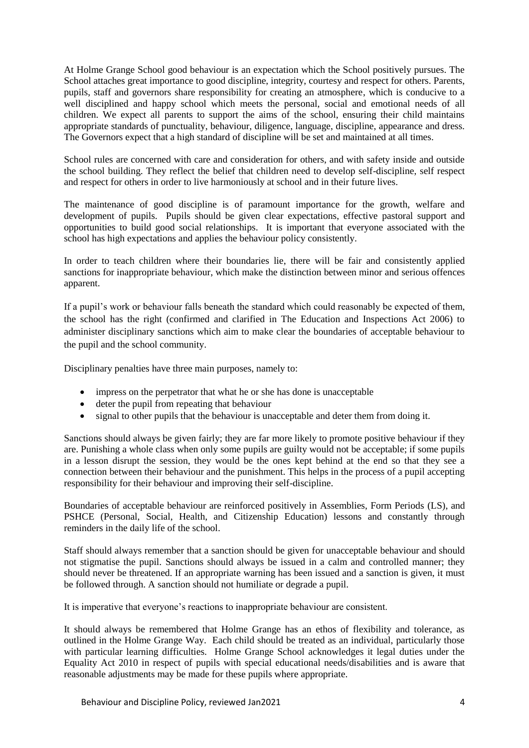At Holme Grange School good behaviour is an expectation which the School positively pursues. The School attaches great importance to good discipline, integrity, courtesy and respect for others. Parents, pupils, staff and governors share responsibility for creating an atmosphere, which is conducive to a well disciplined and happy school which meets the personal, social and emotional needs of all children. We expect all parents to support the aims of the school, ensuring their child maintains appropriate standards of punctuality, behaviour, diligence, language, discipline, appearance and dress. The Governors expect that a high standard of discipline will be set and maintained at all times.

School rules are concerned with care and consideration for others, and with safety inside and outside the school building. They reflect the belief that children need to develop self-discipline, self respect and respect for others in order to live harmoniously at school and in their future lives.

The maintenance of good discipline is of paramount importance for the growth, welfare and development of pupils. Pupils should be given clear expectations, effective pastoral support and opportunities to build good social relationships. It is important that everyone associated with the school has high expectations and applies the behaviour policy consistently.

In order to teach children where their boundaries lie, there will be fair and consistently applied sanctions for inappropriate behaviour, which make the distinction between minor and serious offences apparent.

If a pupil's work or behaviour falls beneath the standard which could reasonably be expected of them, the school has the right (confirmed and clarified in The Education and Inspections Act 2006) to administer disciplinary sanctions which aim to make clear the boundaries of acceptable behaviour to the pupil and the school community.

Disciplinary penalties have three main purposes, namely to:

- impress on the perpetrator that what he or she has done is unacceptable
- deter the pupil from repeating that behaviour
- signal to other pupils that the behaviour is unacceptable and deter them from doing it.

Sanctions should always be given fairly; they are far more likely to promote positive behaviour if they are. Punishing a whole class when only some pupils are guilty would not be acceptable; if some pupils in a lesson disrupt the session, they would be the ones kept behind at the end so that they see a connection between their behaviour and the punishment. This helps in the process of a pupil accepting responsibility for their behaviour and improving their self-discipline.

Boundaries of acceptable behaviour are reinforced positively in Assemblies, Form Periods (LS), and PSHCE (Personal, Social, Health, and Citizenship Education) lessons and constantly through reminders in the daily life of the school.

Staff should always remember that a sanction should be given for unacceptable behaviour and should not stigmatise the pupil. Sanctions should always be issued in a calm and controlled manner; they should never be threatened. If an appropriate warning has been issued and a sanction is given, it must be followed through. A sanction should not humiliate or degrade a pupil.

It is imperative that everyone's reactions to inappropriate behaviour are consistent.

It should always be remembered that Holme Grange has an ethos of flexibility and tolerance, as outlined in the Holme Grange Way. Each child should be treated as an individual, particularly those with particular learning difficulties. Holme Grange School acknowledges it legal duties under the Equality Act 2010 in respect of pupils with special educational needs/disabilities and is aware that reasonable adjustments may be made for these pupils where appropriate.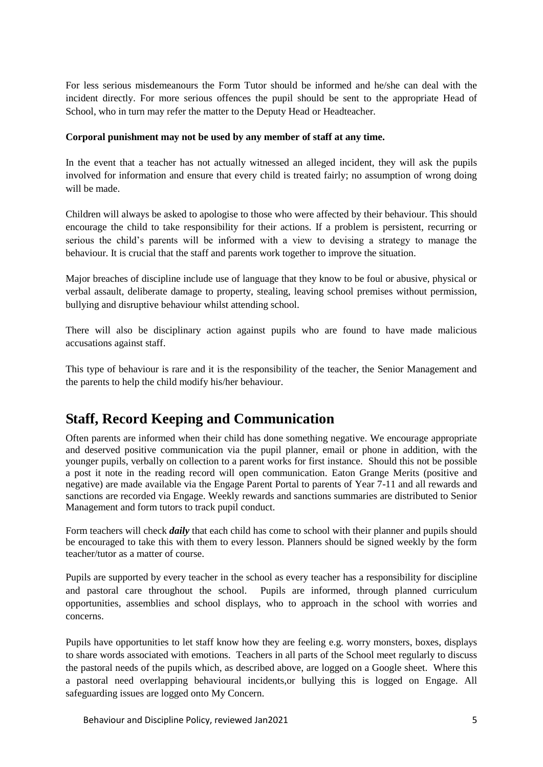For less serious misdemeanours the Form Tutor should be informed and he/she can deal with the incident directly. For more serious offences the pupil should be sent to the appropriate Head of School, who in turn may refer the matter to the Deputy Head or Headteacher.

**Corporal punishment may not be used by any member of staff at any time.**

In the event that a teacher has not actually witnessed an alleged incident, they will ask the pupils involved for information and ensure that every child is treated fairly; no assumption of wrong doing will be made.

Children will always be asked to apologise to those who were affected by their behaviour. This should encourage the child to take responsibility for their actions. If a problem is persistent, recurring or serious the child's parents will be informed with a view to devising a strategy to manage the behaviour. It is crucial that the staff and parents work together to improve the situation.

Major breaches of discipline include use of language that they know to be foul or abusive, physical or verbal assault, deliberate damage to property, stealing, leaving school premises without permission, bullying and disruptive behaviour whilst attending school.

There will also be disciplinary action against pupils who are found to have made malicious accusations against staff.

This type of behaviour is rare and it is the responsibility of the teacher, the Senior Management and the parents to help the child modify his/her behaviour.

## Staff, Record Keeping and Communication

Often parents are informed when their child has done something negative. We encourage appropriate and deserved positive communication via the pupil planner, email or phone in addition, with the younger pupils, verbally on collection to a parent works for first instance. Should this not be possible a post it note in the reading record will open communication. Eaton Grange Merits (positive and negative) are made available via the Engage Parent Portal to parents of Year 7-11 and all rewards and sanctions are recorded via Engage. Weekly rewards and sanctions summaries are distributed to Senior Management and form tutors to track pupil conduct.

Form teachers will check ***daily*** that each child has come to school with their planner and pupils should be encouraged to take this with them to every lesson. Planners should be signed weekly by the form teacher/tutor as a matter of course.

Pupils are supported by every teacher in the school as every teacher has a responsibility for discipline and pastoral care throughout the school. Pupils are informed, through planned curriculum opportunities, assemblies and school displays, who to approach in the school with worries and concerns.

Pupils have opportunities to let staff know how they are feeling e.g. worry monsters, boxes, displays to share words associated with emotions. Teachers in all parts of the School meet regularly to discuss the pastoral needs of the pupils which, as described above, are logged on a Google sheet. Where this a pastoral need overlapping behavioural incidents,or bullying this is logged on Engage. All safeguarding issues are logged onto My Concern.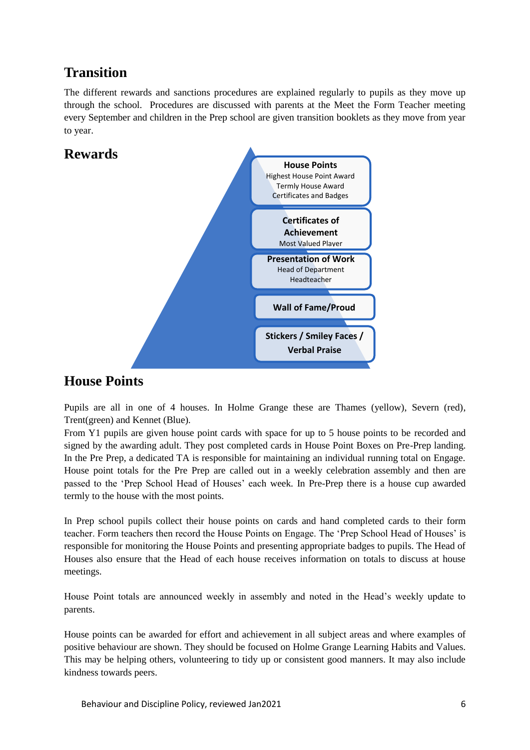## Transition

The different rewards and sanctions procedures are explained regularly to pupils as they move up through the school. Procedures are discussed with parents at the Meet the Form Teacher meeting every September and children in the Prep school are given transition booklets as they move from year to year.

## Rewards

**House Points**
Highest House Point Award
Termly House Award
Certificates and Badges

**Certificates of Achievement**
Most Valued Player

**Presentation of Work**
Head of Department
Headteacher

**Wall of Fame/Proud**

**Stickers / Smiley Faces / Verbal Praise**

## House Points

Pupils are all in one of 4 houses. In Holme Grange these are Thames (yellow), Severn (red), Trent(green) and Kennet (Blue).
From Y1 pupils are given house point cards with space for up to 5 house points to be recorded and signed by the awarding adult. They post completed cards in House Point Boxes on Pre-Prep landing. In the Pre Prep, a dedicated TA is responsible for maintaining an individual running total on Engage. House point totals for the Pre Prep are called out in a weekly celebration assembly and then are passed to the 'Prep School Head of Houses' each week. In Pre-Prep there is a house cup awarded termly to the house with the most points.

In Prep school pupils collect their house points on cards and hand completed cards to their form teacher. Form teachers then record the House Points on Engage. The 'Prep School Head of Houses' is responsible for monitoring the House Points and presenting appropriate badges to pupils. The Head of Houses also ensure that the Head of each house receives information on totals to discuss at house meetings.

House Point totals are announced weekly in assembly and noted in the Head's weekly update to parents.

House points can be awarded for effort and achievement in all subject areas and where examples of positive behaviour are shown. They should be focused on Holme Grange Learning Habits and Values. This may be helping others, volunteering to tidy up or consistent good manners. It may also include kindness towards peers.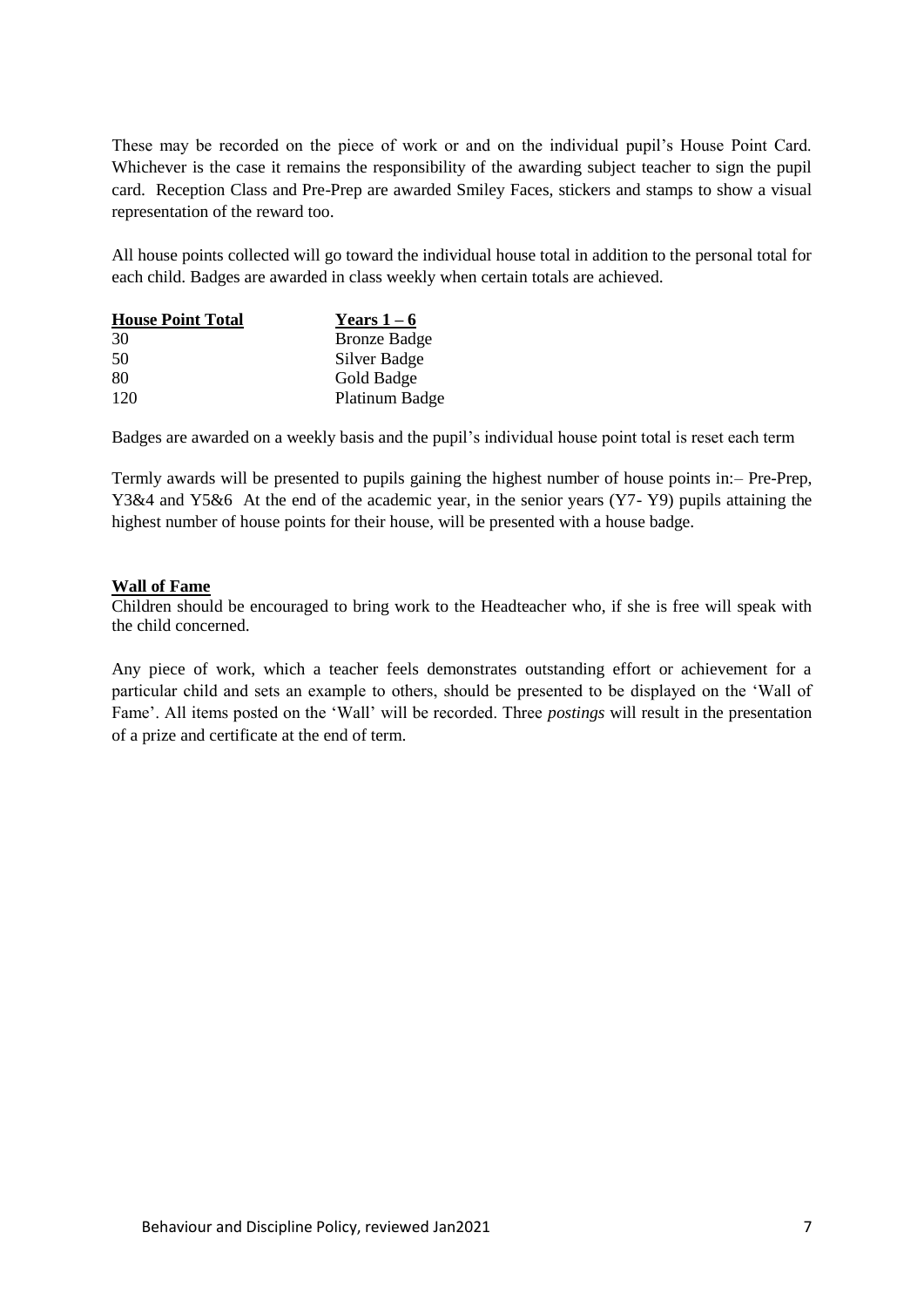These may be recorded on the piece of work or and on the individual pupil's House Point Card. Whichever is the case it remains the responsibility of the awarding subject teacher to sign the pupil card. Reception Class and Pre-Prep are awarded Smiley Faces, stickers and stamps to show a visual representation of the reward too.

All house points collected will go toward the individual house total in addition to the personal total for each child. Badges are awarded in class weekly when certain totals are achieved.

| **House Point Total** | **Years 1 – 6** |
|---|---|
| 30 | Bronze Badge |
| 50 | Silver Badge |
| 80 | Gold Badge |
| 120 | Platinum Badge |

Badges are awarded on a weekly basis and the pupil's individual house point total is reset each term

Termly awards will be presented to pupils gaining the highest number of house points in:– Pre-Prep, Y3&4 and Y5&6 At the end of the academic year, in the senior years (Y7- Y9) pupils attaining the highest number of house points for their house, will be presented with a house badge.

**Wall of Fame**

Children should be encouraged to bring work to the Headteacher who, if she is free will speak with the child concerned.

Any piece of work, which a teacher feels demonstrates outstanding effort or achievement for a particular child and sets an example to others, should be presented to be displayed on the 'Wall of Fame'. All items posted on the 'Wall' will be recorded. Three *postings* will result in the presentation of a prize and certificate at the end of term.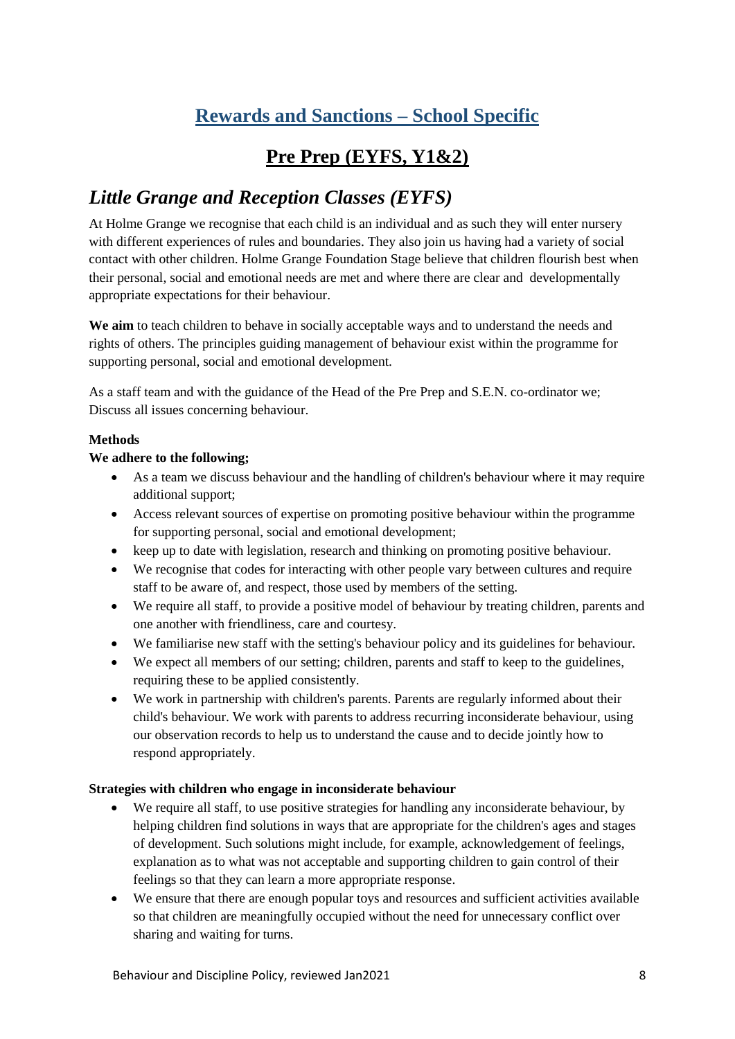## Rewards and Sanctions – School Specific

## Pre Prep (EYFS, Y1&2)

### *Little Grange and Reception Classes (EYFS)*

At Holme Grange we recognise that each child is an individual and as such they will enter nursery with different experiences of rules and boundaries. They also join us having had a variety of social contact with other children. Holme Grange Foundation Stage believe that children flourish best when their personal, social and emotional needs are met and where there are clear and developmentally appropriate expectations for their behaviour.

**We aim** to teach children to behave in socially acceptable ways and to understand the needs and rights of others. The principles guiding management of behaviour exist within the programme for supporting personal, social and emotional development.

As a staff team and with the guidance of the Head of the Pre Prep and S.E.N. co-ordinator we; Discuss all issues concerning behaviour.

**Methods**

**We adhere to the following;**

- As a team we discuss behaviour and the handling of children's behaviour where it may require additional support;
- Access relevant sources of expertise on promoting positive behaviour within the programme for supporting personal, social and emotional development;
- keep up to date with legislation, research and thinking on promoting positive behaviour.
- We recognise that codes for interacting with other people vary between cultures and require staff to be aware of, and respect, those used by members of the setting.
- We require all staff, to provide a positive model of behaviour by treating children, parents and one another with friendliness, care and courtesy.
- We familiarise new staff with the setting's behaviour policy and its guidelines for behaviour.
- We expect all members of our setting; children, parents and staff to keep to the guidelines, requiring these to be applied consistently.
- We work in partnership with children's parents. Parents are regularly informed about their child's behaviour. We work with parents to address recurring inconsiderate behaviour, using our observation records to help us to understand the cause and to decide jointly how to respond appropriately.

**Strategies with children who engage in inconsiderate behaviour**

- We require all staff, to use positive strategies for handling any inconsiderate behaviour, by helping children find solutions in ways that are appropriate for the children's ages and stages of development. Such solutions might include, for example, acknowledgement of feelings, explanation as to what was not acceptable and supporting children to gain control of their feelings so that they can learn a more appropriate response.
- We ensure that there are enough popular toys and resources and sufficient activities available so that children are meaningfully occupied without the need for unnecessary conflict over sharing and waiting for turns.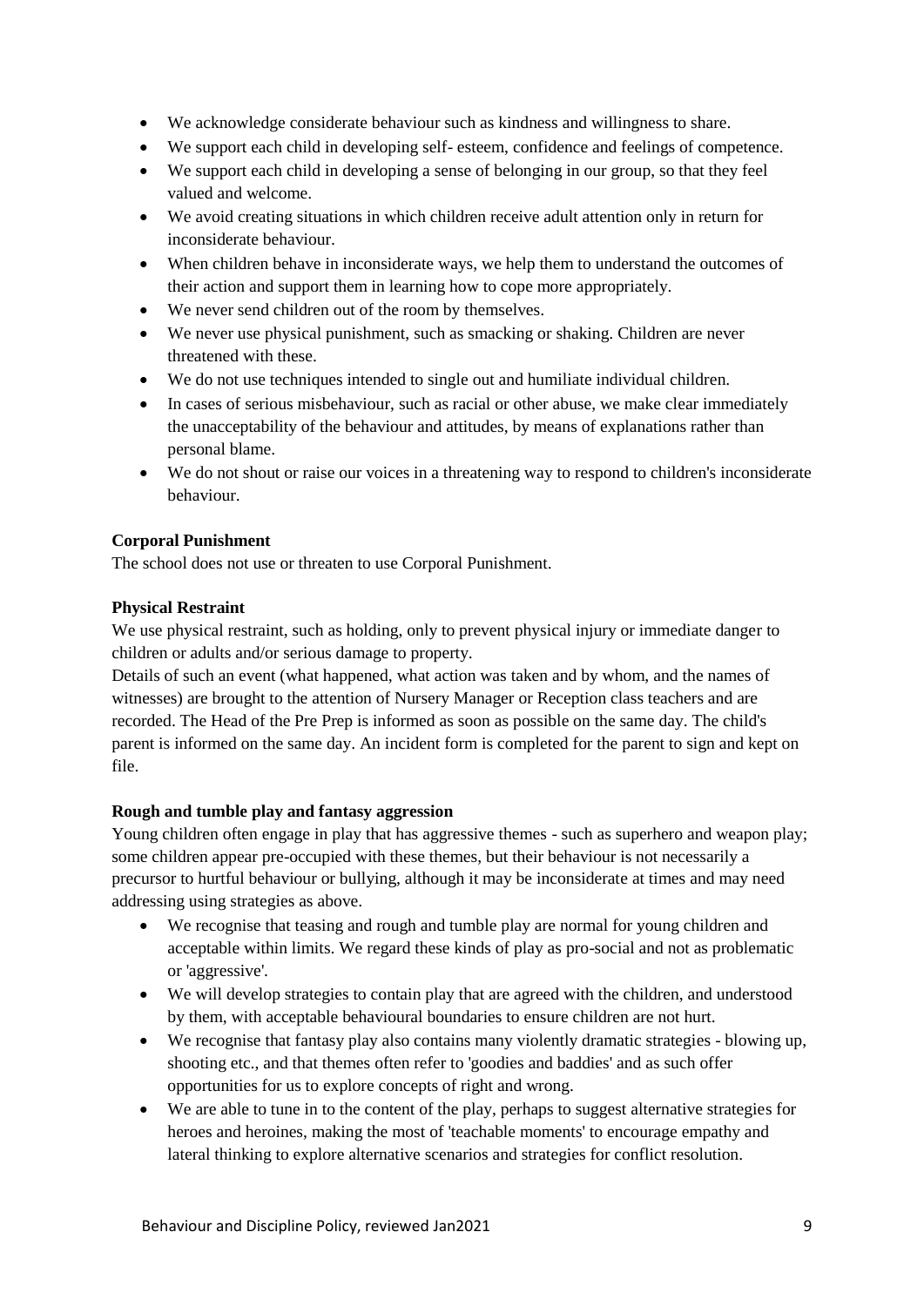- We acknowledge considerate behaviour such as kindness and willingness to share.
- We support each child in developing self- esteem, confidence and feelings of competence.
- We support each child in developing a sense of belonging in our group, so that they feel valued and welcome.
- We avoid creating situations in which children receive adult attention only in return for inconsiderate behaviour.
- When children behave in inconsiderate ways, we help them to understand the outcomes of their action and support them in learning how to cope more appropriately.
- We never send children out of the room by themselves.
- We never use physical punishment, such as smacking or shaking. Children are never threatened with these.
- We do not use techniques intended to single out and humiliate individual children.
- In cases of serious misbehaviour, such as racial or other abuse, we make clear immediately the unacceptability of the behaviour and attitudes, by means of explanations rather than personal blame.
- We do not shout or raise our voices in a threatening way to respond to children's inconsiderate behaviour.

**Corporal Punishment**

The school does not use or threaten to use Corporal Punishment.

**Physical Restraint**

We use physical restraint, such as holding, only to prevent physical injury or immediate danger to children or adults and/or serious damage to property.

Details of such an event (what happened, what action was taken and by whom, and the names of witnesses) are brought to the attention of Nursery Manager or Reception class teachers and are recorded. The Head of the Pre Prep is informed as soon as possible on the same day. The child's parent is informed on the same day. An incident form is completed for the parent to sign and kept on file.

**Rough and tumble play and fantasy aggression**

Young children often engage in play that has aggressive themes - such as superhero and weapon play; some children appear pre-occupied with these themes, but their behaviour is not necessarily a precursor to hurtful behaviour or bullying, although it may be inconsiderate at times and may need addressing using strategies as above.

- We recognise that teasing and rough and tumble play are normal for young children and acceptable within limits. We regard these kinds of play as pro-social and not as problematic or 'aggressive'.
- We will develop strategies to contain play that are agreed with the children, and understood by them, with acceptable behavioural boundaries to ensure children are not hurt.
- We recognise that fantasy play also contains many violently dramatic strategies - blowing up, shooting etc., and that themes often refer to 'goodies and baddies' and as such offer opportunities for us to explore concepts of right and wrong.
- We are able to tune in to the content of the play, perhaps to suggest alternative strategies for heroes and heroines, making the most of 'teachable moments' to encourage empathy and lateral thinking to explore alternative scenarios and strategies for conflict resolution.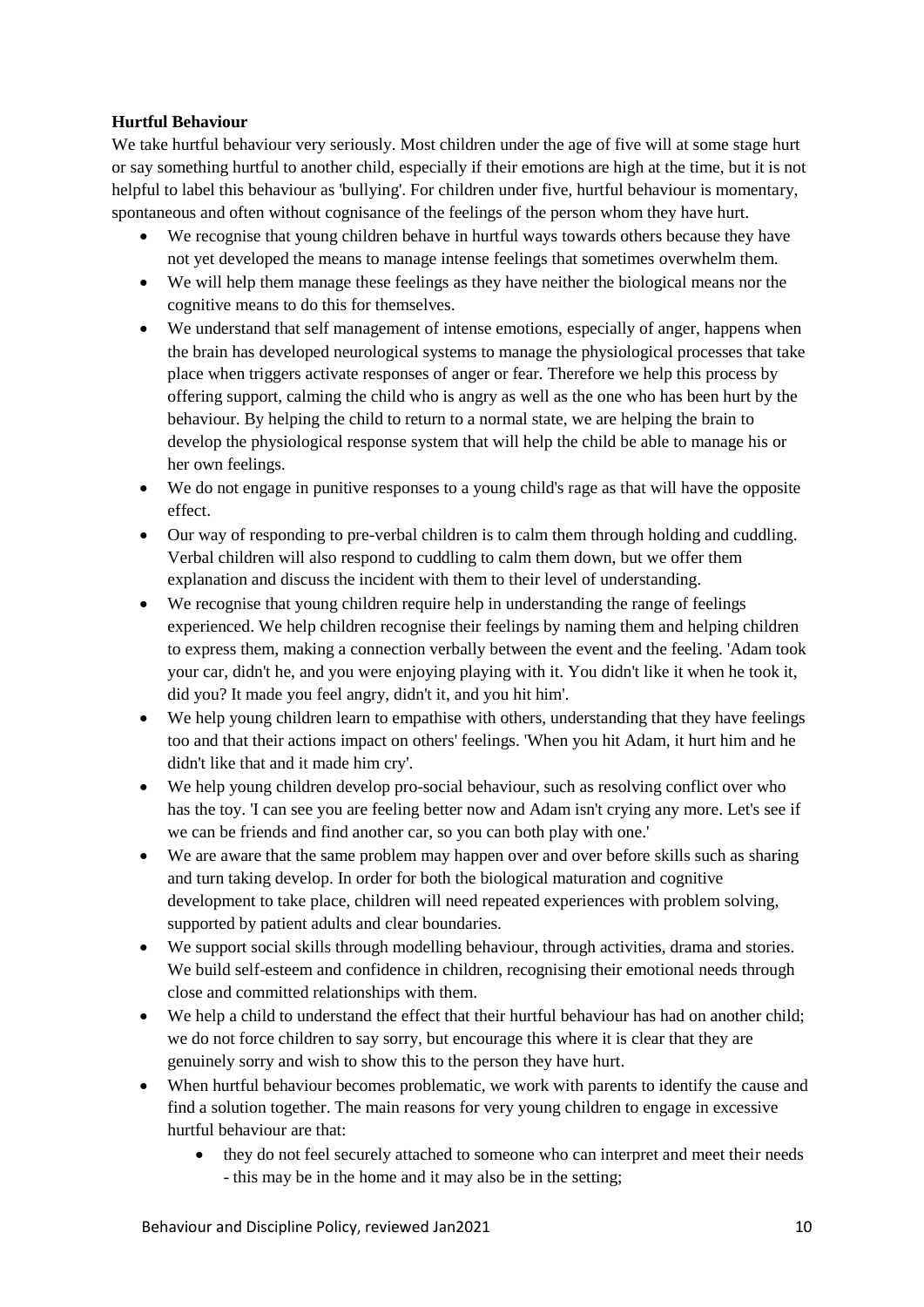**Hurtful Behaviour**

We take hurtful behaviour very seriously. Most children under the age of five will at some stage hurt or say something hurtful to another child, especially if their emotions are high at the time, but it is not helpful to label this behaviour as 'bullying'. For children under five, hurtful behaviour is momentary, spontaneous and often without cognisance of the feelings of the person whom they have hurt.

- We recognise that young children behave in hurtful ways towards others because they have not yet developed the means to manage intense feelings that sometimes overwhelm them.
- We will help them manage these feelings as they have neither the biological means nor the cognitive means to do this for themselves.
- We understand that self management of intense emotions, especially of anger, happens when the brain has developed neurological systems to manage the physiological processes that take place when triggers activate responses of anger or fear. Therefore we help this process by offering support, calming the child who is angry as well as the one who has been hurt by the behaviour. By helping the child to return to a normal state, we are helping the brain to develop the physiological response system that will help the child be able to manage his or her own feelings.
- We do not engage in punitive responses to a young child's rage as that will have the opposite effect.
- Our way of responding to pre-verbal children is to calm them through holding and cuddling. Verbal children will also respond to cuddling to calm them down, but we offer them explanation and discuss the incident with them to their level of understanding.
- We recognise that young children require help in understanding the range of feelings experienced. We help children recognise their feelings by naming them and helping children to express them, making a connection verbally between the event and the feeling. 'Adam took your car, didn't he, and you were enjoying playing with it. You didn't like it when he took it, did you? It made you feel angry, didn't it, and you hit him'.
- We help young children learn to empathise with others, understanding that they have feelings too and that their actions impact on others' feelings. 'When you hit Adam, it hurt him and he didn't like that and it made him cry'.
- We help young children develop pro-social behaviour, such as resolving conflict over who has the toy. 'I can see you are feeling better now and Adam isn't crying any more. Let's see if we can be friends and find another car, so you can both play with one.'
- We are aware that the same problem may happen over and over before skills such as sharing and turn taking develop. In order for both the biological maturation and cognitive development to take place, children will need repeated experiences with problem solving, supported by patient adults and clear boundaries.
- We support social skills through modelling behaviour, through activities, drama and stories. We build self-esteem and confidence in children, recognising their emotional needs through close and committed relationships with them.
- We help a child to understand the effect that their hurtful behaviour has had on another child; we do not force children to say sorry, but encourage this where it is clear that they are genuinely sorry and wish to show this to the person they have hurt.
- When hurtful behaviour becomes problematic, we work with parents to identify the cause and find a solution together. The main reasons for very young children to engage in excessive hurtful behaviour are that:
  - they do not feel securely attached to someone who can interpret and meet their needs - this may be in the home and it may also be in the setting;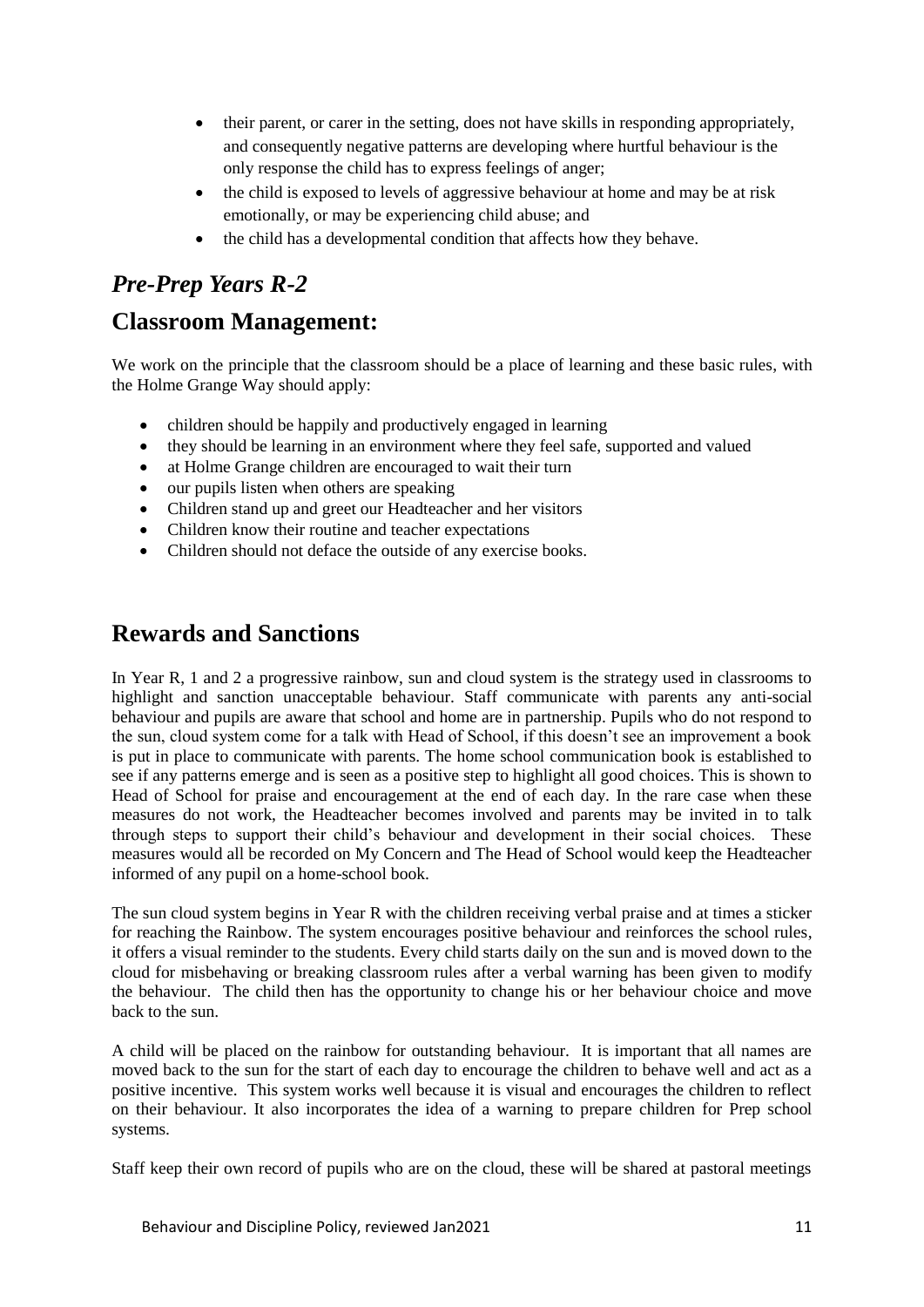- their parent, or carer in the setting, does not have skills in responding appropriately, and consequently negative patterns are developing where hurtful behaviour is the only response the child has to express feelings of anger;
- the child is exposed to levels of aggressive behaviour at home and may be at risk emotionally, or may be experiencing child abuse; and
- the child has a developmental condition that affects how they behave.

## *Pre-Prep Years R-2*

## Classroom Management:

We work on the principle that the classroom should be a place of learning and these basic rules, with the Holme Grange Way should apply:

- children should be happily and productively engaged in learning
- they should be learning in an environment where they feel safe, supported and valued
- at Holme Grange children are encouraged to wait their turn
- our pupils listen when others are speaking
- Children stand up and greet our Headteacher and her visitors
- Children know their routine and teacher expectations
- Children should not deface the outside of any exercise books.

## Rewards and Sanctions

In Year R, 1 and 2 a progressive rainbow, sun and cloud system is the strategy used in classrooms to highlight and sanction unacceptable behaviour. Staff communicate with parents any anti-social behaviour and pupils are aware that school and home are in partnership. Pupils who do not respond to the sun, cloud system come for a talk with Head of School, if this doesn't see an improvement a book is put in place to communicate with parents. The home school communication book is established to see if any patterns emerge and is seen as a positive step to highlight all good choices. This is shown to Head of School for praise and encouragement at the end of each day. In the rare case when these measures do not work, the Headteacher becomes involved and parents may be invited in to talk through steps to support their child's behaviour and development in their social choices. These measures would all be recorded on My Concern and The Head of School would keep the Headteacher informed of any pupil on a home-school book.

The sun cloud system begins in Year R with the children receiving verbal praise and at times a sticker for reaching the Rainbow. The system encourages positive behaviour and reinforces the school rules, it offers a visual reminder to the students. Every child starts daily on the sun and is moved down to the cloud for misbehaving or breaking classroom rules after a verbal warning has been given to modify the behaviour. The child then has the opportunity to change his or her behaviour choice and move back to the sun.

A child will be placed on the rainbow for outstanding behaviour. It is important that all names are moved back to the sun for the start of each day to encourage the children to behave well and act as a positive incentive. This system works well because it is visual and encourages the children to reflect on their behaviour. It also incorporates the idea of a warning to prepare children for Prep school systems.

Staff keep their own record of pupils who are on the cloud, these will be shared at pastoral meetings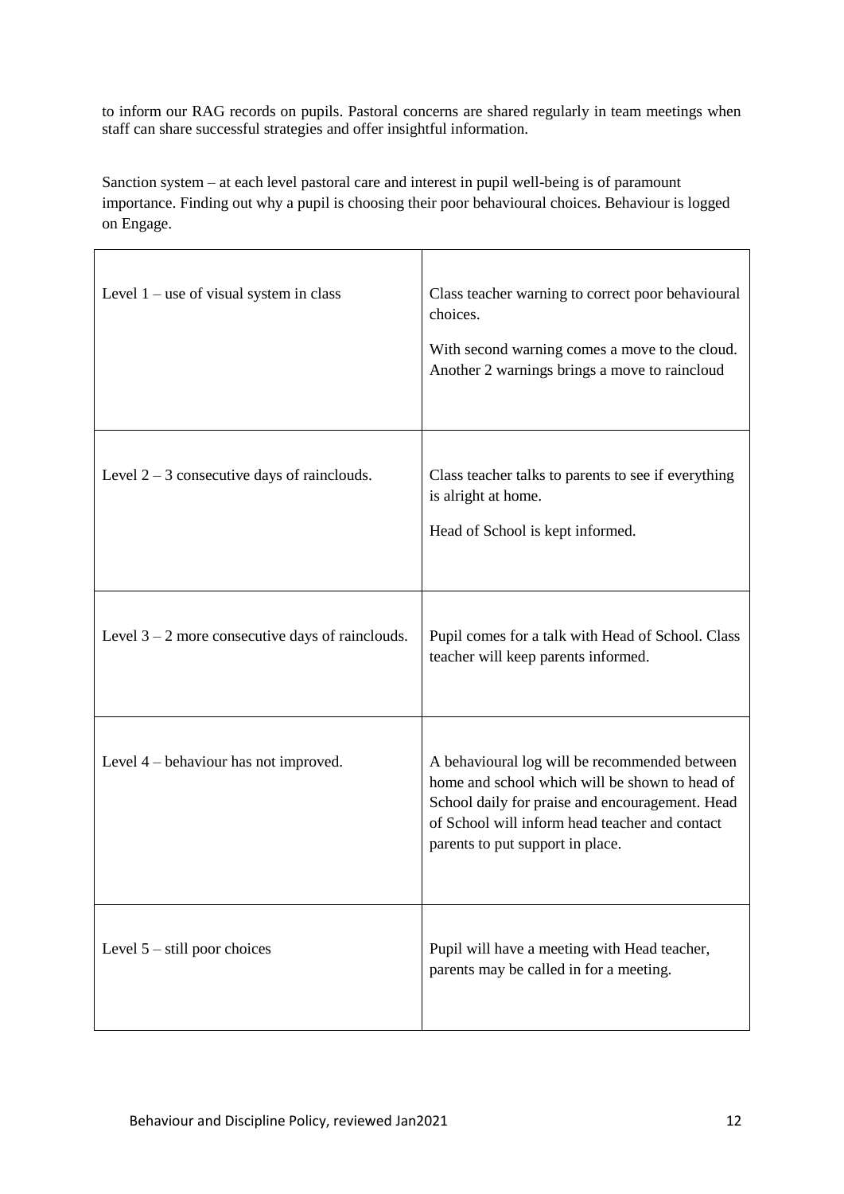to inform our RAG records on pupils. Pastoral concerns are shared regularly in team meetings when staff can share successful strategies and offer insightful information.

Sanction system – at each level pastoral care and interest in pupil well-being is of paramount importance. Finding out why a pupil is choosing their poor behavioural choices. Behaviour is logged on Engage.

| | |
|---|---|
| Level 1 – use of visual system in class | Class teacher warning to correct poor behavioural choices.<br><br>With second warning comes a move to the cloud. Another 2 warnings brings a move to raincloud |
| Level 2 – 3 consecutive days of rainclouds. | Class teacher talks to parents to see if everything is alright at home.<br><br>Head of School is kept informed. |
| Level 3 – 2 more consecutive days of rainclouds. | Pupil comes for a talk with Head of School. Class teacher will keep parents informed. |
| Level 4 – behaviour has not improved. | A behavioural log will be recommended between home and school which will be shown to head of School daily for praise and encouragement. Head of School will inform head teacher and contact parents to put support in place. |
| Level 5 – still poor choices | Pupil will have a meeting with Head teacher, parents may be called in for a meeting. |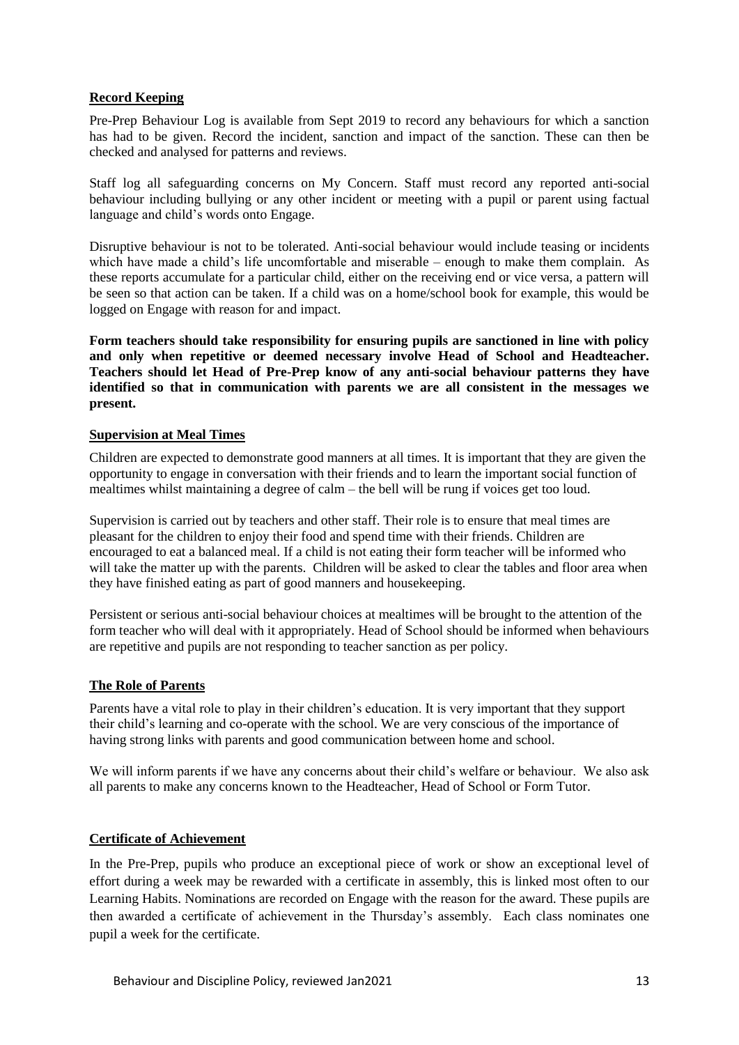## Record Keeping

Pre-Prep Behaviour Log is available from Sept 2019 to record any behaviours for which a sanction has had to be given. Record the incident, sanction and impact of the sanction. These can then be checked and analysed for patterns and reviews.

Staff log all safeguarding concerns on My Concern. Staff must record any reported anti-social behaviour including bullying or any other incident or meeting with a pupil or parent using factual language and child's words onto Engage.

Disruptive behaviour is not to be tolerated. Anti-social behaviour would include teasing or incidents which have made a child's life uncomfortable and miserable – enough to make them complain. As these reports accumulate for a particular child, either on the receiving end or vice versa, a pattern will be seen so that action can be taken. If a child was on a home/school book for example, this would be logged on Engage with reason for and impact.

**Form teachers should take responsibility for ensuring pupils are sanctioned in line with policy and only when repetitive or deemed necessary involve Head of School and Headteacher. Teachers should let Head of Pre-Prep know of any anti-social behaviour patterns they have identified so that in communication with parents we are all consistent in the messages we present.**

## Supervision at Meal Times

Children are expected to demonstrate good manners at all times. It is important that they are given the opportunity to engage in conversation with their friends and to learn the important social function of mealtimes whilst maintaining a degree of calm – the bell will be rung if voices get too loud.

Supervision is carried out by teachers and other staff. Their role is to ensure that meal times are pleasant for the children to enjoy their food and spend time with their friends. Children are encouraged to eat a balanced meal. If a child is not eating their form teacher will be informed who will take the matter up with the parents. Children will be asked to clear the tables and floor area when they have finished eating as part of good manners and housekeeping.

Persistent or serious anti-social behaviour choices at mealtimes will be brought to the attention of the form teacher who will deal with it appropriately. Head of School should be informed when behaviours are repetitive and pupils are not responding to teacher sanction as per policy.

## The Role of Parents

Parents have a vital role to play in their children's education. It is very important that they support their child's learning and co-operate with the school. We are very conscious of the importance of having strong links with parents and good communication between home and school.

We will inform parents if we have any concerns about their child's welfare or behaviour. We also ask all parents to make any concerns known to the Headteacher, Head of School or Form Tutor.

## Certificate of Achievement

In the Pre-Prep, pupils who produce an exceptional piece of work or show an exceptional level of effort during a week may be rewarded with a certificate in assembly, this is linked most often to our Learning Habits. Nominations are recorded on Engage with the reason for the award. These pupils are then awarded a certificate of achievement in the Thursday's assembly. Each class nominates one pupil a week for the certificate.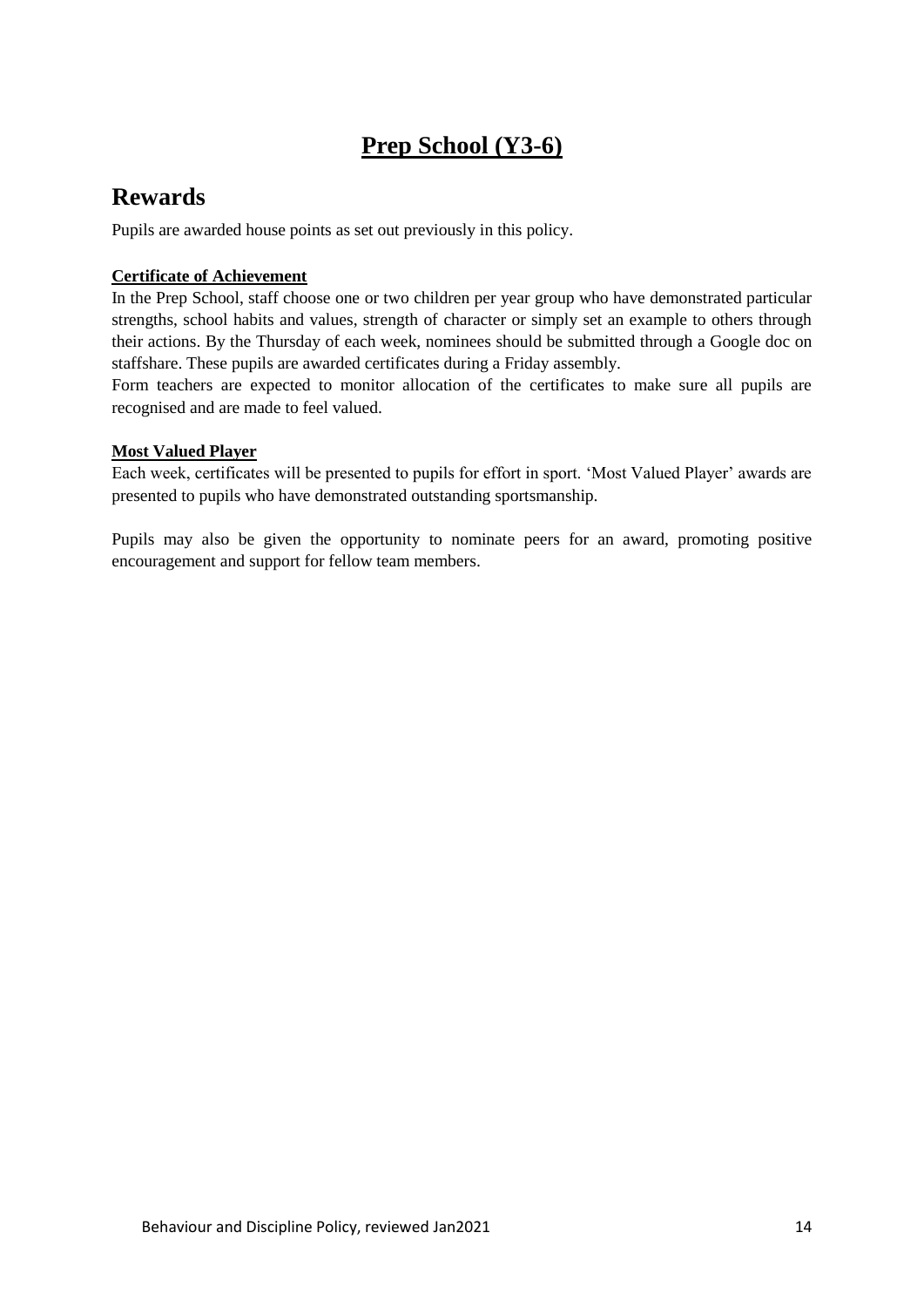# **Prep School (Y3-6)**

## Rewards

Pupils are awarded house points as set out previously in this policy.

**Certificate of Achievement**

In the Prep School, staff choose one or two children per year group who have demonstrated particular strengths, school habits and values, strength of character or simply set an example to others through their actions. By the Thursday of each week, nominees should be submitted through a Google doc on staffshare. These pupils are awarded certificates during a Friday assembly.

Form teachers are expected to monitor allocation of the certificates to make sure all pupils are recognised and are made to feel valued.

**Most Valued Player**

Each week, certificates will be presented to pupils for effort in sport. 'Most Valued Player' awards are presented to pupils who have demonstrated outstanding sportsmanship.

Pupils may also be given the opportunity to nominate peers for an award, promoting positive encouragement and support for fellow team members.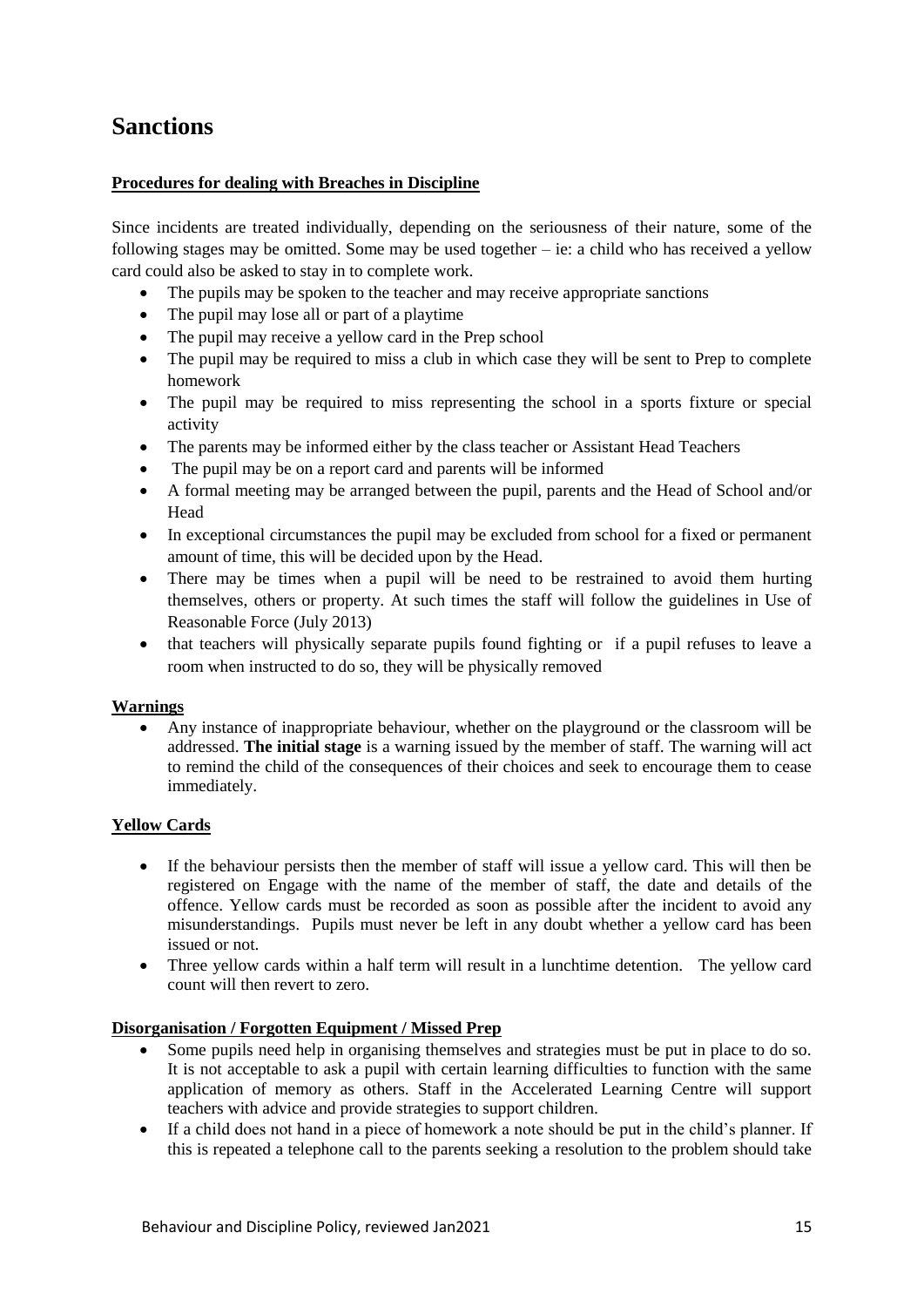# Sanctions

**Procedures for dealing with Breaches in Discipline**

Since incidents are treated individually, depending on the seriousness of their nature, some of the following stages may be omitted. Some may be used together – ie: a child who has received a yellow card could also be asked to stay in to complete work.

- The pupils may be spoken to the teacher and may receive appropriate sanctions
- The pupil may lose all or part of a playtime
- The pupil may receive a yellow card in the Prep school
- The pupil may be required to miss a club in which case they will be sent to Prep to complete homework
- The pupil may be required to miss representing the school in a sports fixture or special activity
- The parents may be informed either by the class teacher or Assistant Head Teachers
- The pupil may be on a report card and parents will be informed
- A formal meeting may be arranged between the pupil, parents and the Head of School and/or Head
- In exceptional circumstances the pupil may be excluded from school for a fixed or permanent amount of time, this will be decided upon by the Head.
- There may be times when a pupil will be need to be restrained to avoid them hurting themselves, others or property. At such times the staff will follow the guidelines in Use of Reasonable Force (July 2013)
- that teachers will physically separate pupils found fighting or if a pupil refuses to leave a room when instructed to do so, they will be physically removed

**Warnings**

- Any instance of inappropriate behaviour, whether on the playground or the classroom will be addressed. **The initial stage** is a warning issued by the member of staff. The warning will act to remind the child of the consequences of their choices and seek to encourage them to cease immediately.

**Yellow Cards**

- If the behaviour persists then the member of staff will issue a yellow card. This will then be registered on Engage with the name of the member of staff, the date and details of the offence. Yellow cards must be recorded as soon as possible after the incident to avoid any misunderstandings. Pupils must never be left in any doubt whether a yellow card has been issued or not.
- Three yellow cards within a half term will result in a lunchtime detention. The yellow card count will then revert to zero.

**Disorganisation / Forgotten Equipment / Missed Prep**

- Some pupils need help in organising themselves and strategies must be put in place to do so. It is not acceptable to ask a pupil with certain learning difficulties to function with the same application of memory as others. Staff in the Accelerated Learning Centre will support teachers with advice and provide strategies to support children.
- If a child does not hand in a piece of homework a note should be put in the child's planner. If this is repeated a telephone call to the parents seeking a resolution to the problem should take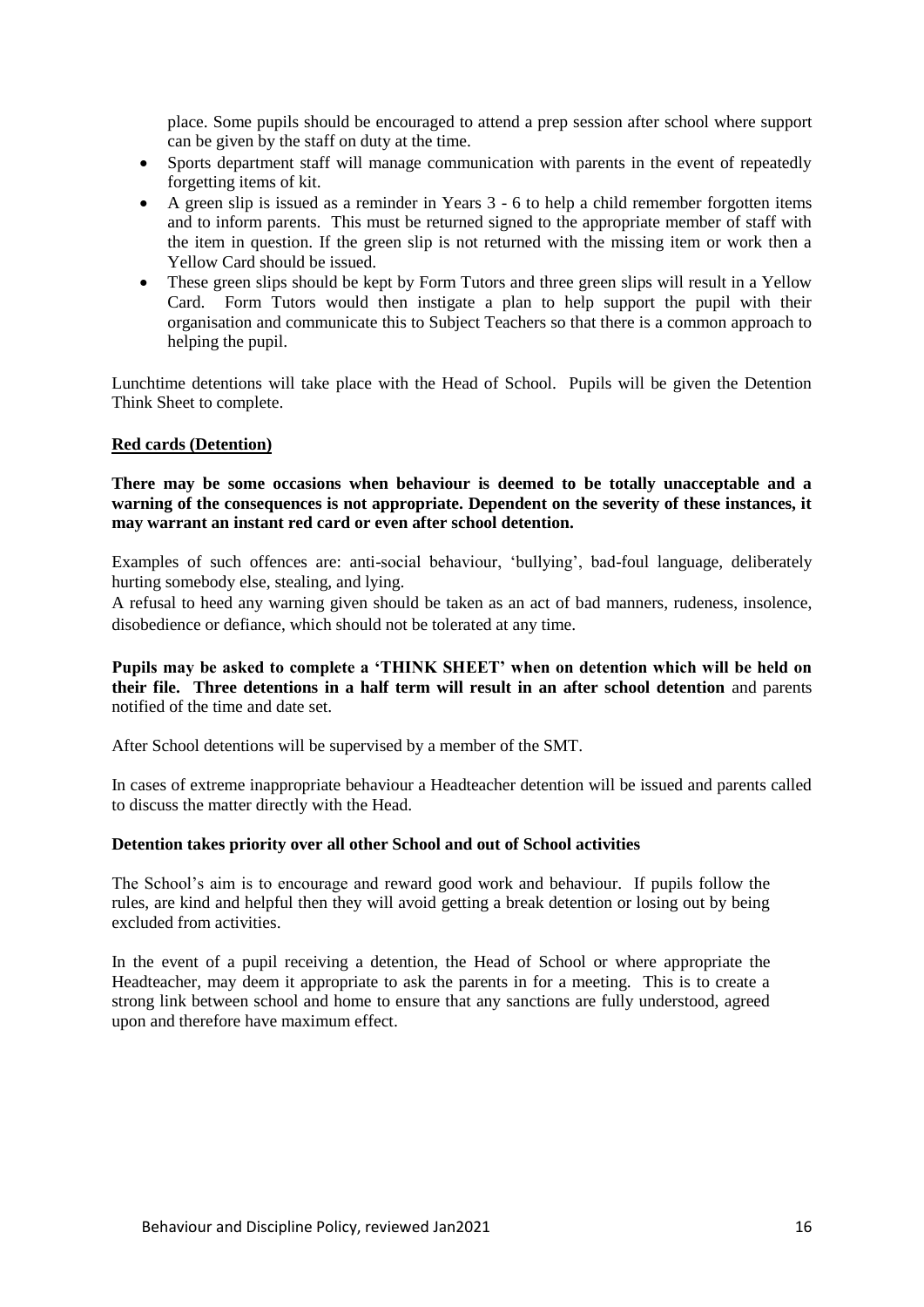place. Some pupils should be encouraged to attend a prep session after school where support can be given by the staff on duty at the time.

- Sports department staff will manage communication with parents in the event of repeatedly forgetting items of kit.
- A green slip is issued as a reminder in Years 3 - 6 to help a child remember forgotten items and to inform parents. This must be returned signed to the appropriate member of staff with the item in question. If the green slip is not returned with the missing item or work then a Yellow Card should be issued.
- These green slips should be kept by Form Tutors and three green slips will result in a Yellow Card. Form Tutors would then instigate a plan to help support the pupil with their organisation and communicate this to Subject Teachers so that there is a common approach to helping the pupil.

Lunchtime detentions will take place with the Head of School. Pupils will be given the Detention Think Sheet to complete.

**Red cards (Detention)**

**There may be some occasions when behaviour is deemed to be totally unacceptable and a warning of the consequences is not appropriate. Dependent on the severity of these instances, it may warrant an instant red card or even after school detention.**

Examples of such offences are: anti-social behaviour, 'bullying', bad-foul language, deliberately hurting somebody else, stealing, and lying.
A refusal to heed any warning given should be taken as an act of bad manners, rudeness, insolence, disobedience or defiance, which should not be tolerated at any time.

**Pupils may be asked to complete a 'THINK SHEET' when on detention which will be held on their file. Three detentions in a half term will result in an after school detention** and parents notified of the time and date set.

After School detentions will be supervised by a member of the SMT.

In cases of extreme inappropriate behaviour a Headteacher detention will be issued and parents called to discuss the matter directly with the Head.

**Detention takes priority over all other School and out of School activities**

The School's aim is to encourage and reward good work and behaviour. If pupils follow the rules, are kind and helpful then they will avoid getting a break detention or losing out by being excluded from activities.

In the event of a pupil receiving a detention, the Head of School or where appropriate the Headteacher, may deem it appropriate to ask the parents in for a meeting. This is to create a strong link between school and home to ensure that any sanctions are fully understood, agreed upon and therefore have maximum effect.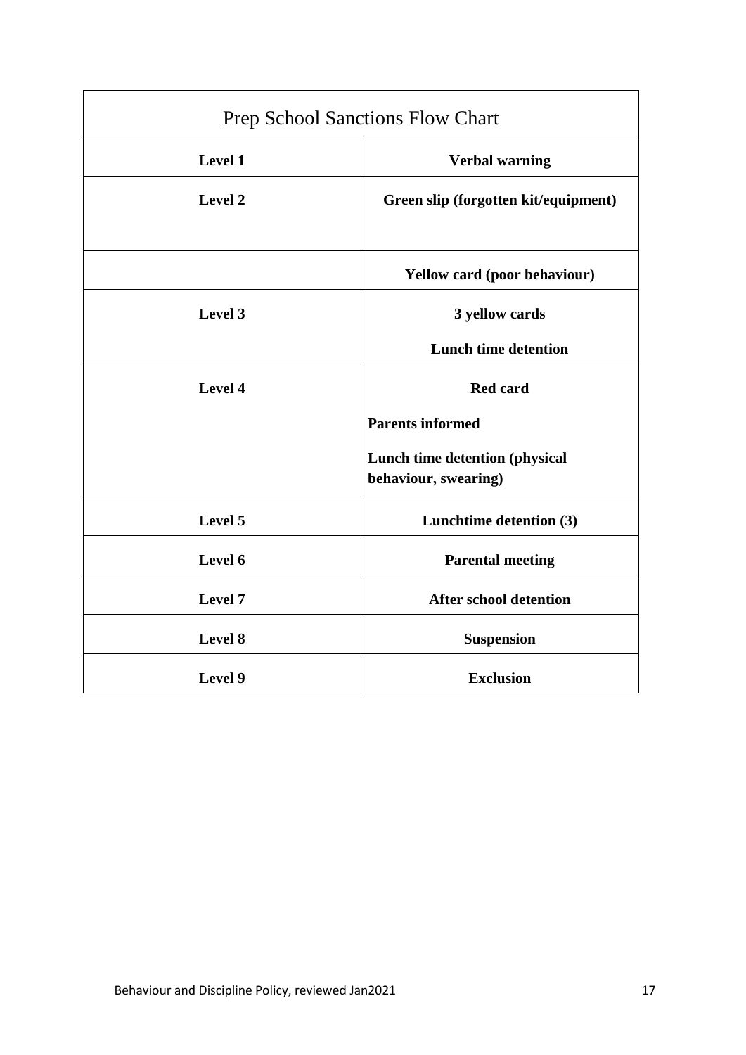<u>Prep School Sanctions Flow Chart</u>

| Level | Sanction |
|---|---|
| **Level 1** | **Verbal warning** |
| **Level 2** | **Green slip (forgotten kit/equipment)** |
| | **Yellow card (poor behaviour)** |
| **Level 3** | **3 yellow cards**<br>**Lunch time detention** |
| **Level 4** | **Red card**<br>**Parents informed**<br>**Lunch time detention (physical behaviour, swearing)** |
| **Level 5** | **Lunchtime detention (3)** |
| **Level 6** | **Parental meeting** |
| **Level 7** | **After school detention** |
| **Level 8** | **Suspension** |
| **Level 9** | **Exclusion** |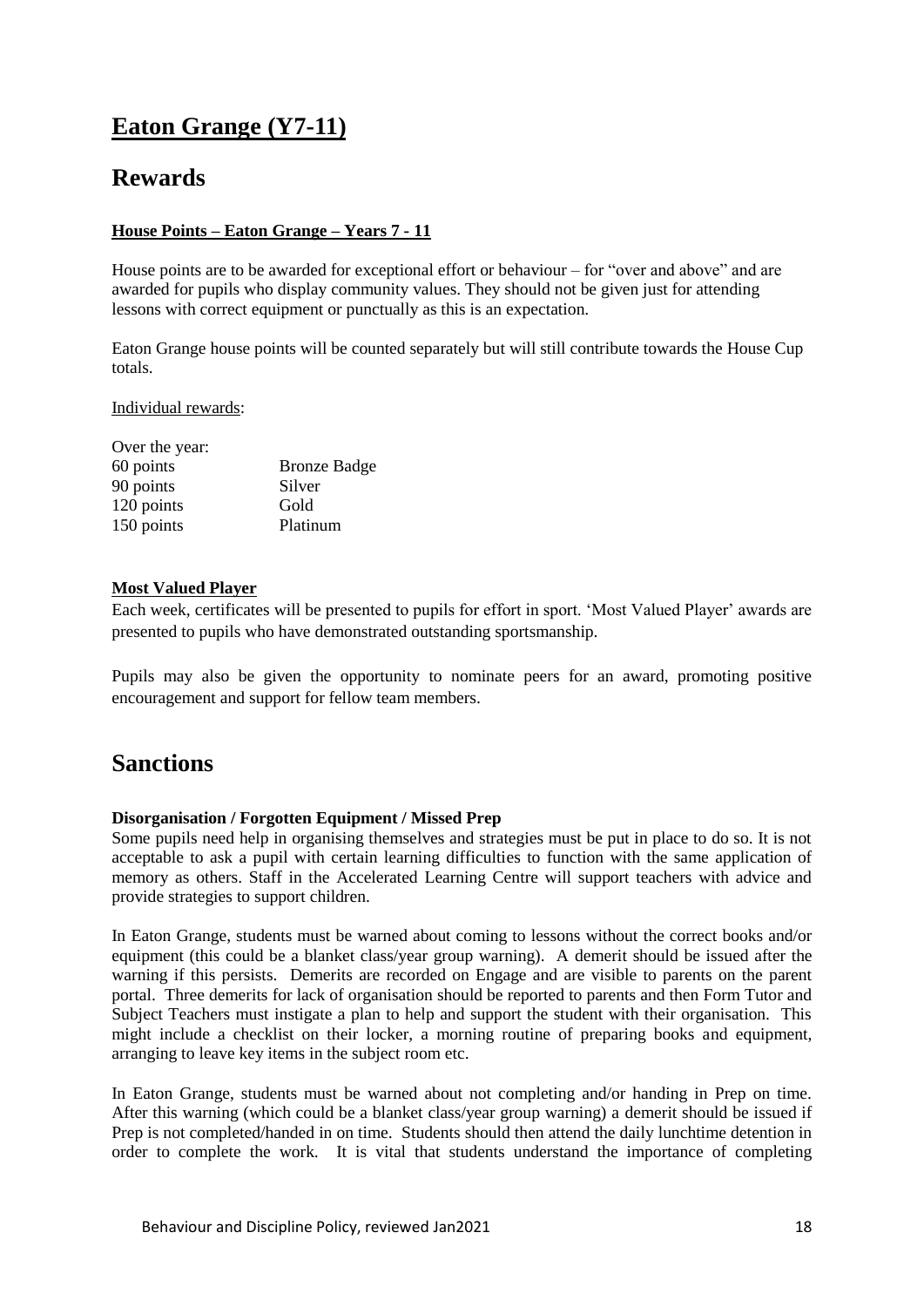# Eaton Grange (Y7-11)

## Rewards

**House Points – Eaton Grange – Years 7 - 11**

House points are to be awarded for exceptional effort or behaviour – for "over and above" and are awarded for pupils who display community values. They should not be given just for attending lessons with correct equipment or punctually as this is an expectation.

Eaton Grange house points will be counted separately but will still contribute towards the House Cup totals.

Individual rewards:

| Over the year: | |
|---|---|
| 60 points | Bronze Badge |
| 90 points | Silver |
| 120 points | Gold |
| 150 points | Platinum |

**Most Valued Player**

Each week, certificates will be presented to pupils for effort in sport. 'Most Valued Player' awards are presented to pupils who have demonstrated outstanding sportsmanship.

Pupils may also be given the opportunity to nominate peers for an award, promoting positive encouragement and support for fellow team members.

## Sanctions

**Disorganisation / Forgotten Equipment / Missed Prep**

Some pupils need help in organising themselves and strategies must be put in place to do so. It is not acceptable to ask a pupil with certain learning difficulties to function with the same application of memory as others. Staff in the Accelerated Learning Centre will support teachers with advice and provide strategies to support children.

In Eaton Grange, students must be warned about coming to lessons without the correct books and/or equipment (this could be a blanket class/year group warning). A demerit should be issued after the warning if this persists. Demerits are recorded on Engage and are visible to parents on the parent portal. Three demerits for lack of organisation should be reported to parents and then Form Tutor and Subject Teachers must instigate a plan to help and support the student with their organisation. This might include a checklist on their locker, a morning routine of preparing books and equipment, arranging to leave key items in the subject room etc.

In Eaton Grange, students must be warned about not completing and/or handing in Prep on time. After this warning (which could be a blanket class/year group warning) a demerit should be issued if Prep is not completed/handed in on time. Students should then attend the daily lunchtime detention in order to complete the work. It is vital that students understand the importance of completing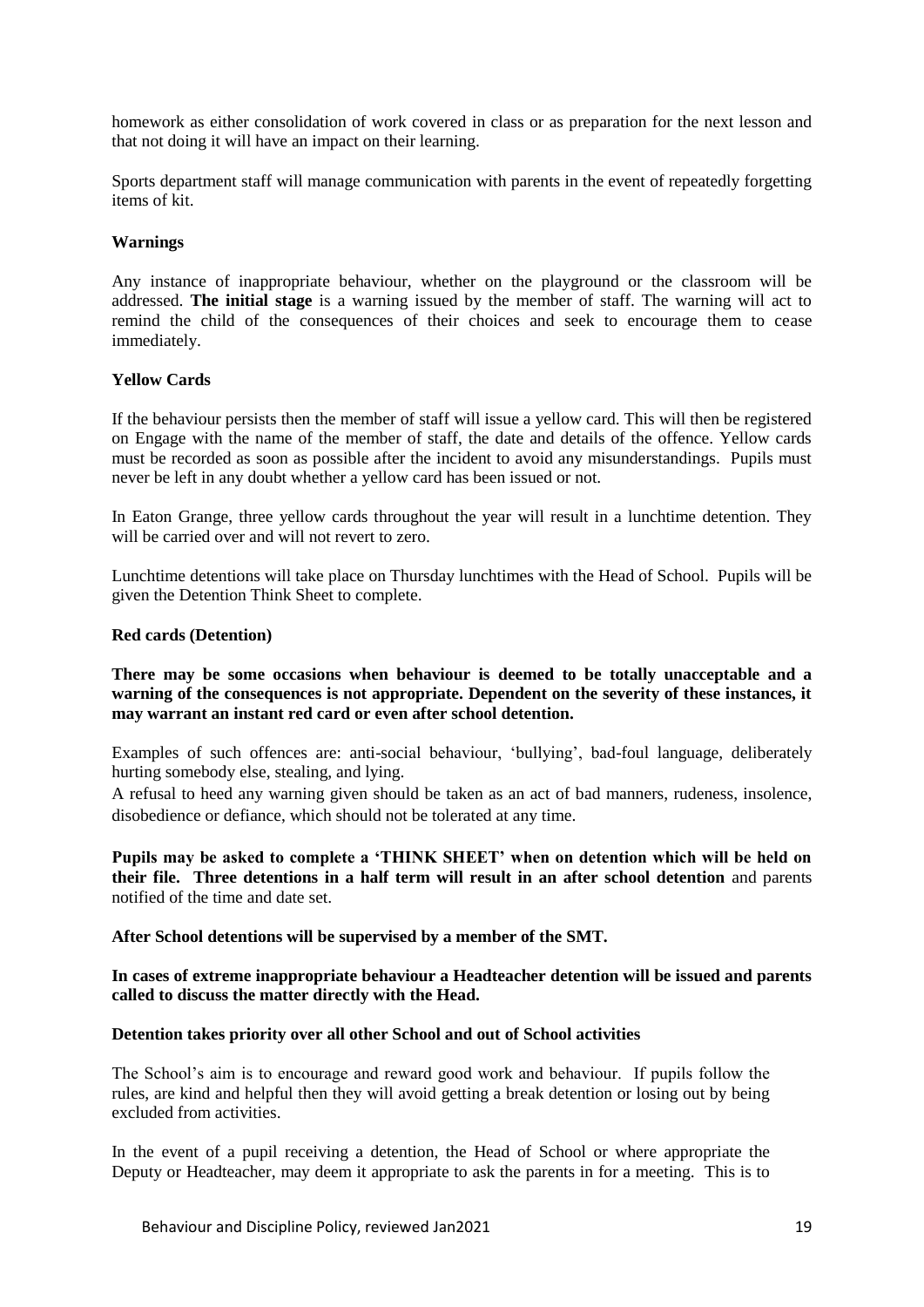homework as either consolidation of work covered in class or as preparation for the next lesson and that not doing it will have an impact on their learning.

Sports department staff will manage communication with parents in the event of repeatedly forgetting items of kit.

**Warnings**

Any instance of inappropriate behaviour, whether on the playground or the classroom will be addressed. **The initial stage** is a warning issued by the member of staff. The warning will act to remind the child of the consequences of their choices and seek to encourage them to cease immediately.

**Yellow Cards**

If the behaviour persists then the member of staff will issue a yellow card. This will then be registered on Engage with the name of the member of staff, the date and details of the offence. Yellow cards must be recorded as soon as possible after the incident to avoid any misunderstandings. Pupils must never be left in any doubt whether a yellow card has been issued or not.

In Eaton Grange, three yellow cards throughout the year will result in a lunchtime detention. They will be carried over and will not revert to zero.

Lunchtime detentions will take place on Thursday lunchtimes with the Head of School. Pupils will be given the Detention Think Sheet to complete.

**Red cards (Detention)**

**There may be some occasions when behaviour is deemed to be totally unacceptable and a warning of the consequences is not appropriate. Dependent on the severity of these instances, it may warrant an instant red card or even after school detention.**

Examples of such offences are: anti-social behaviour, 'bullying', bad-foul language, deliberately hurting somebody else, stealing, and lying.

A refusal to heed any warning given should be taken as an act of bad manners, rudeness, insolence, disobedience or defiance, which should not be tolerated at any time.

**Pupils may be asked to complete a 'THINK SHEET' when on detention which will be held on their file. Three detentions in a half term will result in an after school detention** and parents notified of the time and date set.

**After School detentions will be supervised by a member of the SMT.**

**In cases of extreme inappropriate behaviour a Headteacher detention will be issued and parents called to discuss the matter directly with the Head.**

**Detention takes priority over all other School and out of School activities**

The School's aim is to encourage and reward good work and behaviour. If pupils follow the rules, are kind and helpful then they will avoid getting a break detention or losing out by being excluded from activities.

In the event of a pupil receiving a detention, the Head of School or where appropriate the Deputy or Headteacher, may deem it appropriate to ask the parents in for a meeting. This is to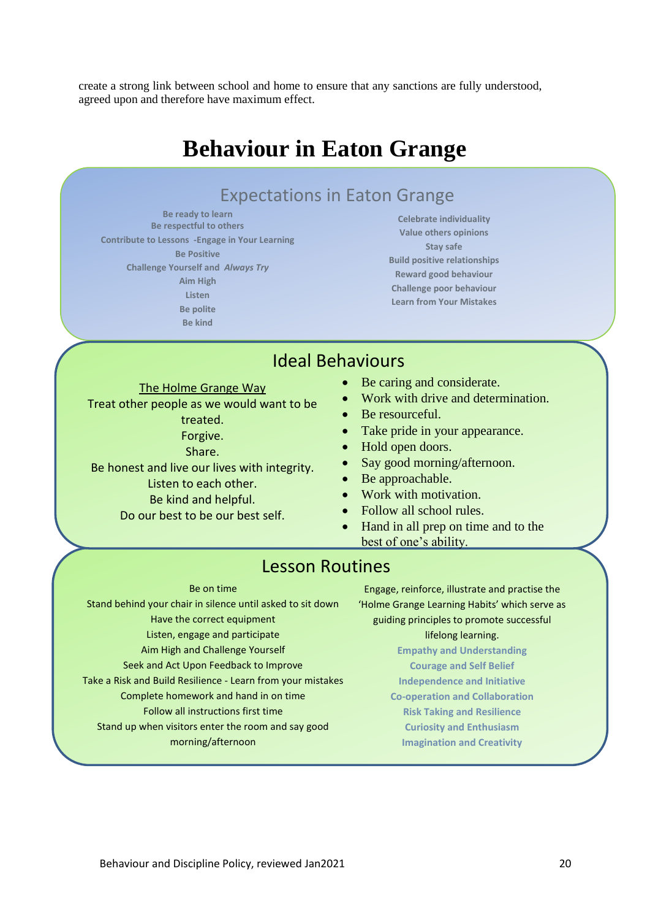create a strong link between school and home to ensure that any sanctions are fully understood, agreed upon and therefore have maximum effect.

# Behaviour in Eaton Grange

## Expectations in Eaton Grange

Be ready to learn
Be respectful to others
Contribute to Lessons -Engage in Your Learning
Be Positive
Challenge Yourself and *Always Try*
Aim High
Listen
Be polite
Be kind

Celebrate individuality
Value others opinions
Stay safe
Build positive relationships
Reward good behaviour
Challenge poor behaviour
Learn from Your Mistakes

## Ideal Behaviours

<u>The Holme Grange Way</u>
Treat other people as we would want to be treated.
Forgive.
Share.
Be honest and live our lives with integrity.
Listen to each other.
Be kind and helpful.
Do our best to be our best self.

- Be caring and considerate.
- Work with drive and determination.
- Be resourceful.
- Take pride in your appearance.
- Hold open doors.
- Say good morning/afternoon.
- Be approachable.
- Work with motivation.
- Follow all school rules.
- Hand in all prep on time and to the best of one's ability.

## Lesson Routines

Be on time
Stand behind your chair in silence until asked to sit down
Have the correct equipment
Listen, engage and participate
Aim High and Challenge Yourself
Seek and Act Upon Feedback to Improve
Take a Risk and Build Resilience - Learn from your mistakes
Complete homework and hand in on time
Follow all instructions first time
Stand up when visitors enter the room and say good morning/afternoon

Engage, reinforce, illustrate and practise the 'Holme Grange Learning Habits' which serve as guiding principles to promote successful lifelong learning.

Empathy and Understanding
Courage and Self Belief
Independence and Initiative
Co-operation and Collaboration
Risk Taking and Resilience
Curiosity and Enthusiasm
Imagination and Creativity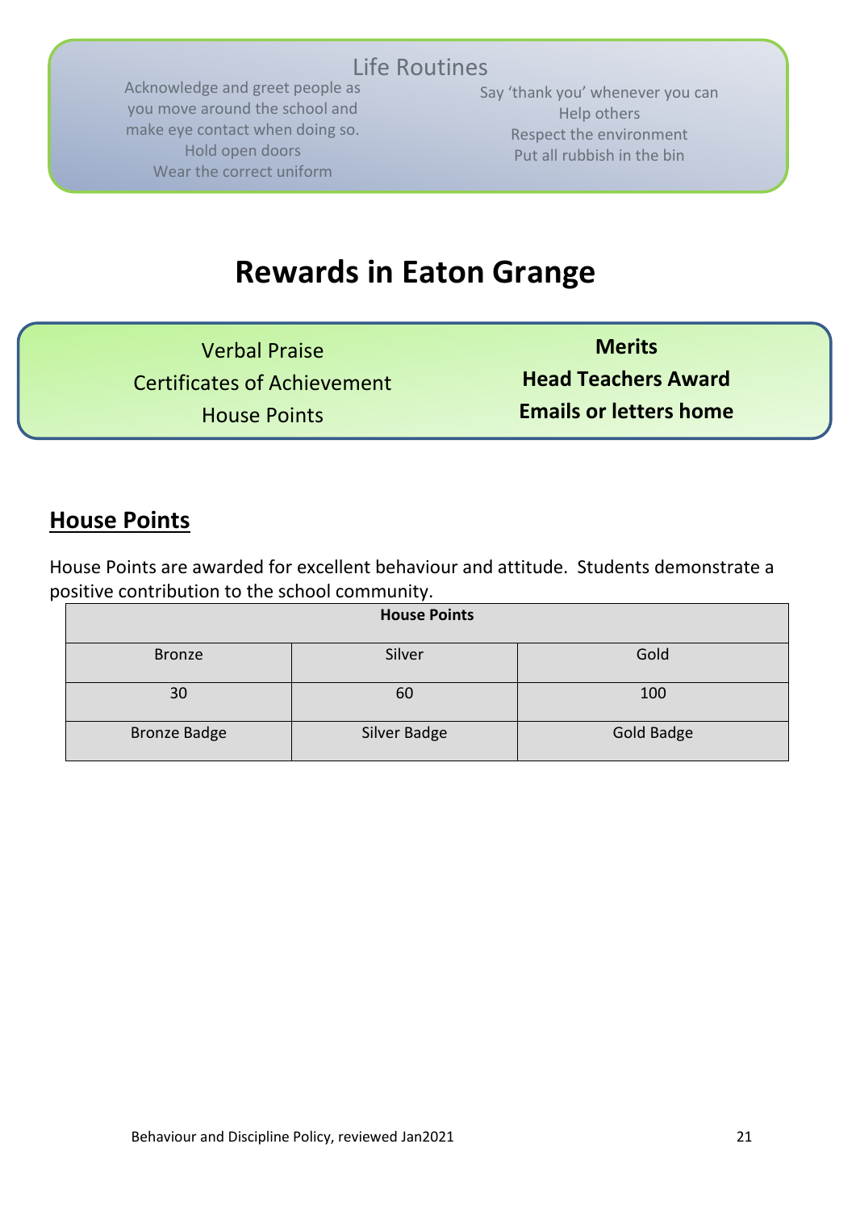**Life Routines**

Acknowledge and greet people as you move around the school and make eye contact when doing so.
Hold open doors
Wear the correct uniform

Say 'thank you' whenever you can
Help others
Respect the environment
Put all rubbish in the bin

# Rewards in Eaton Grange

Verbal Praise
Certificates of Achievement
House Points

**Merits**
**Head Teachers Award**
**Emails or letters home**

## House Points

House Points are awarded for excellent behaviour and attitude. Students demonstrate a positive contribution to the school community.

| House Points | | |
|---|---|---|
| Bronze | Silver | Gold |
| 30 | 60 | 100 |
| Bronze Badge | Silver Badge | Gold Badge |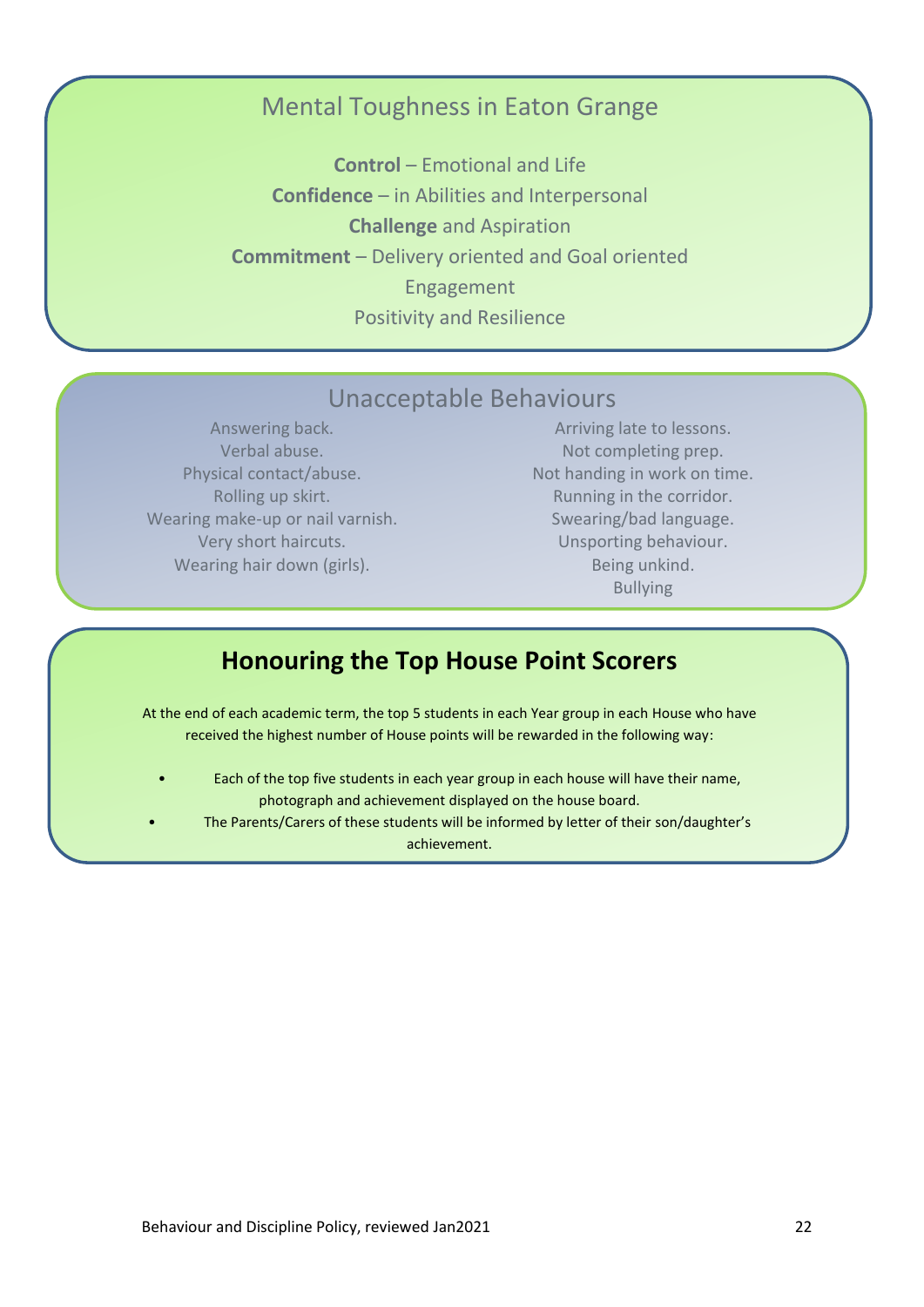## Mental Toughness in Eaton Grange

**Control** – Emotional and Life

**Confidence** – in Abilities and Interpersonal

**Challenge** and Aspiration

**Commitment** – Delivery oriented and Goal oriented

Engagement

Positivity and Resilience

## Unacceptable Behaviours

Answering back.
Verbal abuse.
Physical contact/abuse.
Rolling up skirt.
Wearing make-up or nail varnish.
Very short haircuts.
Wearing hair down (girls).
Arriving late to lessons.
Not completing prep.
Not handing in work on time.
Running in the corridor.
Swearing/bad language.
Unsporting behaviour.
Being unkind.
Bullying

## Honouring the Top House Point Scorers

At the end of each academic term, the top 5 students in each Year group in each House who have received the highest number of House points will be rewarded in the following way:

- Each of the top five students in each year group in each house will have their name, photograph and achievement displayed on the house board.
- The Parents/Carers of these students will be informed by letter of their son/daughter's achievement.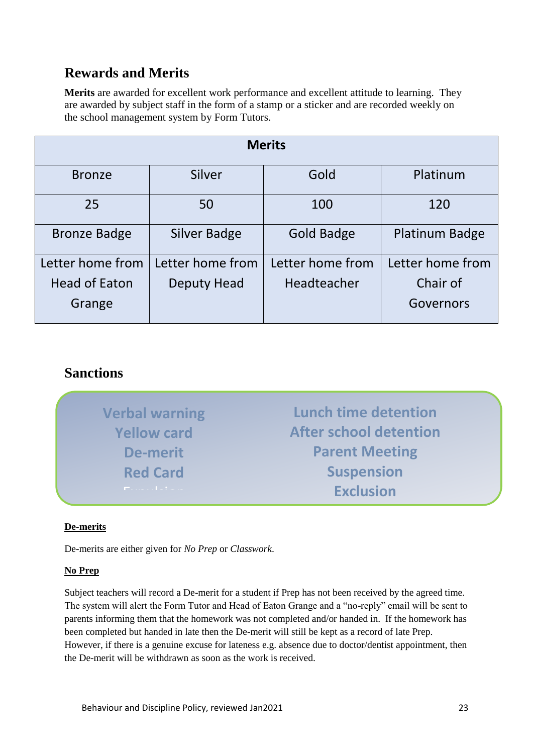## Rewards and Merits

**Merits** are awarded for excellent work performance and excellent attitude to learning. They are awarded by subject staff in the form of a stamp or a sticker and are recorded weekly on the school management system by Form Tutors.

| Merits | | | |
|---|---|---|---|
| Bronze | Silver | Gold | Platinum |
| 25 | 50 | 100 | 120 |
| Bronze Badge | Silver Badge | Gold Badge | Platinum Badge |
| Letter home from Head of Eaton Grange | Letter home from Deputy Head | Letter home from Headteacher | Letter home from Chair of Governors |

## Sanctions

- Verbal warning
- Yellow card
- De-merit
- Red Card
- Expulsion
- Lunch time detention
- After school detention
- Parent Meeting
- Suspension
- Exclusion

**De-merits**

De-merits are either given for *No Prep* or *Classwork*.

**No Prep**

Subject teachers will record a De-merit for a student if Prep has not been received by the agreed time. The system will alert the Form Tutor and Head of Eaton Grange and a "no-reply" email will be sent to parents informing them that the homework was not completed and/or handed in. If the homework has been completed but handed in late then the De-merit will still be kept as a record of late Prep. However, if there is a genuine excuse for lateness e.g. absence due to doctor/dentist appointment, then the De-merit will be withdrawn as soon as the work is received.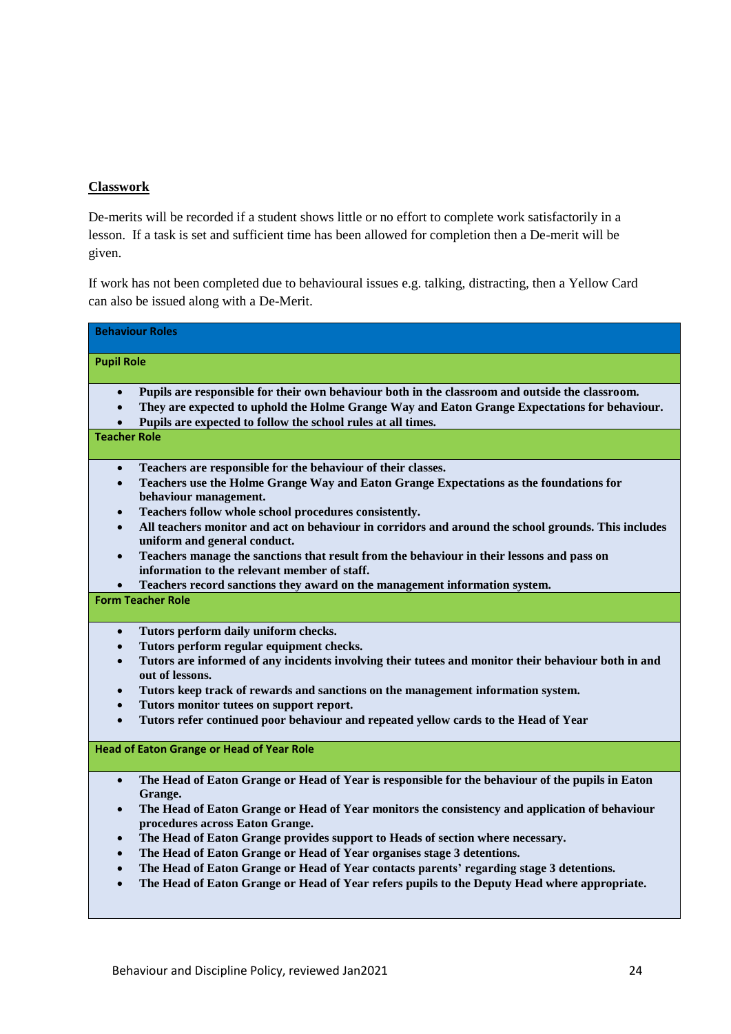## Classwork

De-merits will be recorded if a student shows little or no effort to complete work satisfactorily in a lesson. If a task is set and sufficient time has been allowed for completion then a De-merit will be given.

If work has not been completed due to behavioural issues e.g. talking, distracting, then a Yellow Card can also be issued along with a De-Merit.

### Behaviour Roles

#### Pupil Role

- **Pupils are responsible for their own behaviour both in the classroom and outside the classroom.**
- **They are expected to uphold the Holme Grange Way and Eaton Grange Expectations for behaviour.**
- **Pupils are expected to follow the school rules at all times.**

#### Teacher Role

- **Teachers are responsible for the behaviour of their classes.**
- **Teachers use the Holme Grange Way and Eaton Grange Expectations as the foundations for behaviour management.**
- **Teachers follow whole school procedures consistently.**
- **All teachers monitor and act on behaviour in corridors and around the school grounds. This includes uniform and general conduct.**
- **Teachers manage the sanctions that result from the behaviour in their lessons and pass on information to the relevant member of staff.**
- **Teachers record sanctions they award on the management information system.**

#### Form Teacher Role

- **Tutors perform daily uniform checks.**
- **Tutors perform regular equipment checks.**
- **Tutors are informed of any incidents involving their tutees and monitor their behaviour both in and out of lessons.**
- **Tutors keep track of rewards and sanctions on the management information system.**
- **Tutors monitor tutees on support report.**
- **Tutors refer continued poor behaviour and repeated yellow cards to the Head of Year**

#### Head of Eaton Grange or Head of Year Role

- **The Head of Eaton Grange or Head of Year is responsible for the behaviour of the pupils in Eaton Grange.**
- **The Head of Eaton Grange or Head of Year monitors the consistency and application of behaviour procedures across Eaton Grange.**
- **The Head of Eaton Grange provides support to Heads of section where necessary.**
- **The Head of Eaton Grange or Head of Year organises stage 3 detentions.**
- **The Head of Eaton Grange or Head of Year contacts parents' regarding stage 3 detentions.**
- **The Head of Eaton Grange or Head of Year refers pupils to the Deputy Head where appropriate.**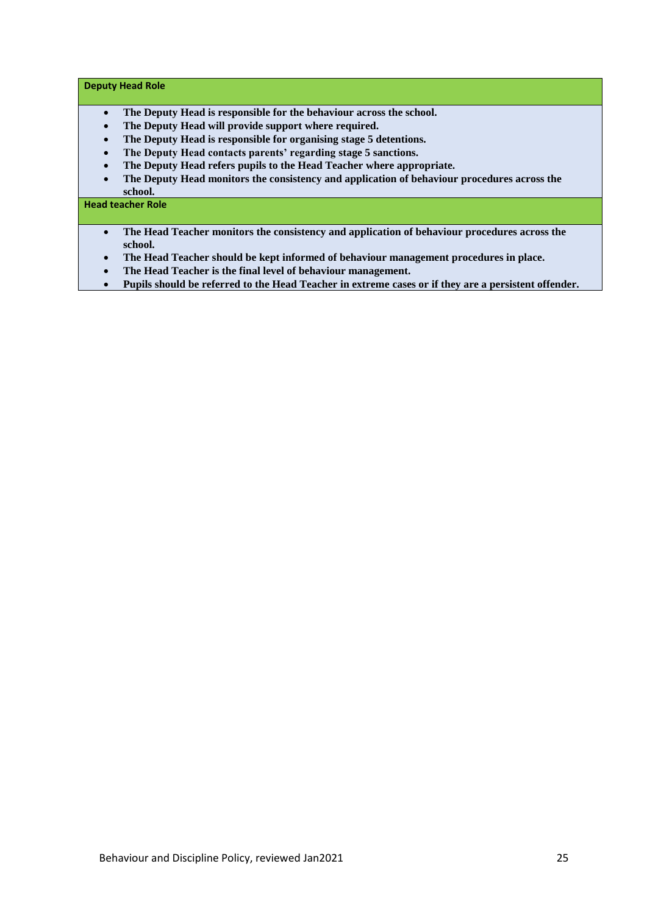| Deputy Head Role |
| --- |
| <ul><li>**The Deputy Head is responsible for the behaviour across the school.**</li><li>**The Deputy Head will provide support where required.**</li><li>**The Deputy Head is responsible for organising stage 5 detentions.**</li><li>**The Deputy Head contacts parents' regarding stage 5 sanctions.**</li><li>**The Deputy Head refers pupils to the Head Teacher where appropriate.**</li><li>**The Deputy Head monitors the consistency and application of behaviour procedures across the school.**</li></ul> |
| **Head teacher Role** |
| <ul><li>**The Head Teacher monitors the consistency and application of behaviour procedures across the school.**</li><li>**The Head Teacher should be kept informed of behaviour management procedures in place.**</li><li>**The Head Teacher is the final level of behaviour management.**</li><li>**Pupils should be referred to the Head Teacher in extreme cases or if they are a persistent offender.**</li></ul> |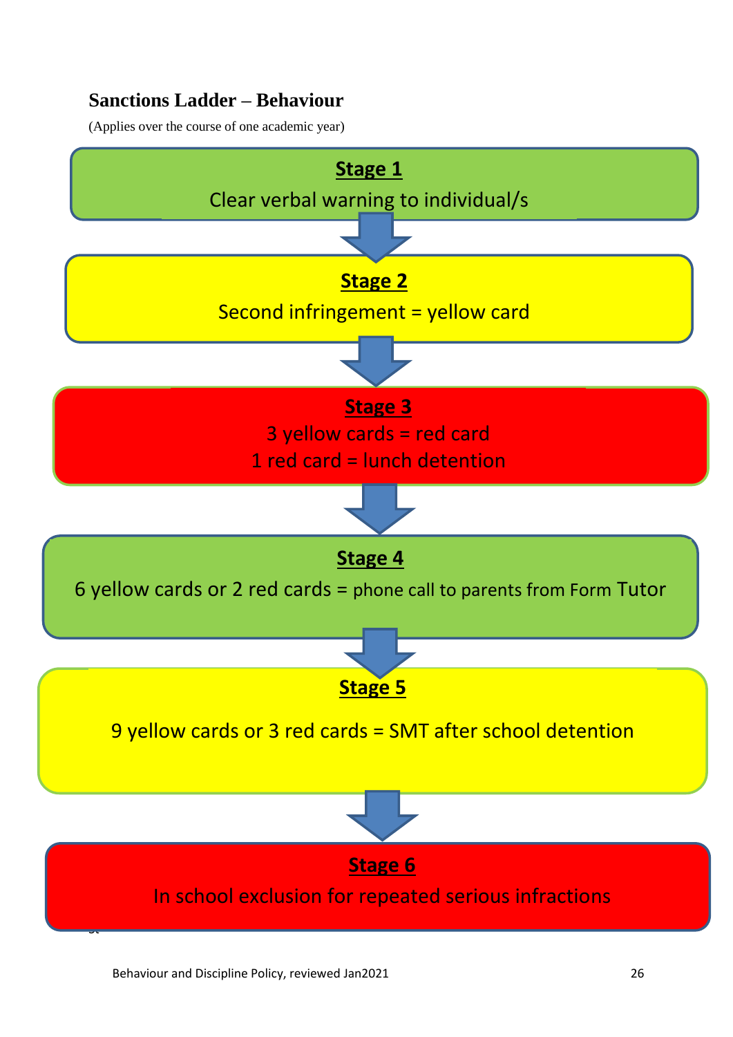## Sanctions Ladder – Behaviour

(Applies over the course of one academic year)

**Stage 1**

Clear verbal warning to individual/s

**Stage 2**

Second infringement = yellow card

**Stage 3**

3 yellow cards = red card

1 red card = lunch detention

**Stage 4**

6 yellow cards or 2 red cards = phone call to parents from Form Tutor

**Stage 5**

9 yellow cards or 3 red cards = SMT after school detention

**Stage 6**

In school exclusion for repeated serious infractions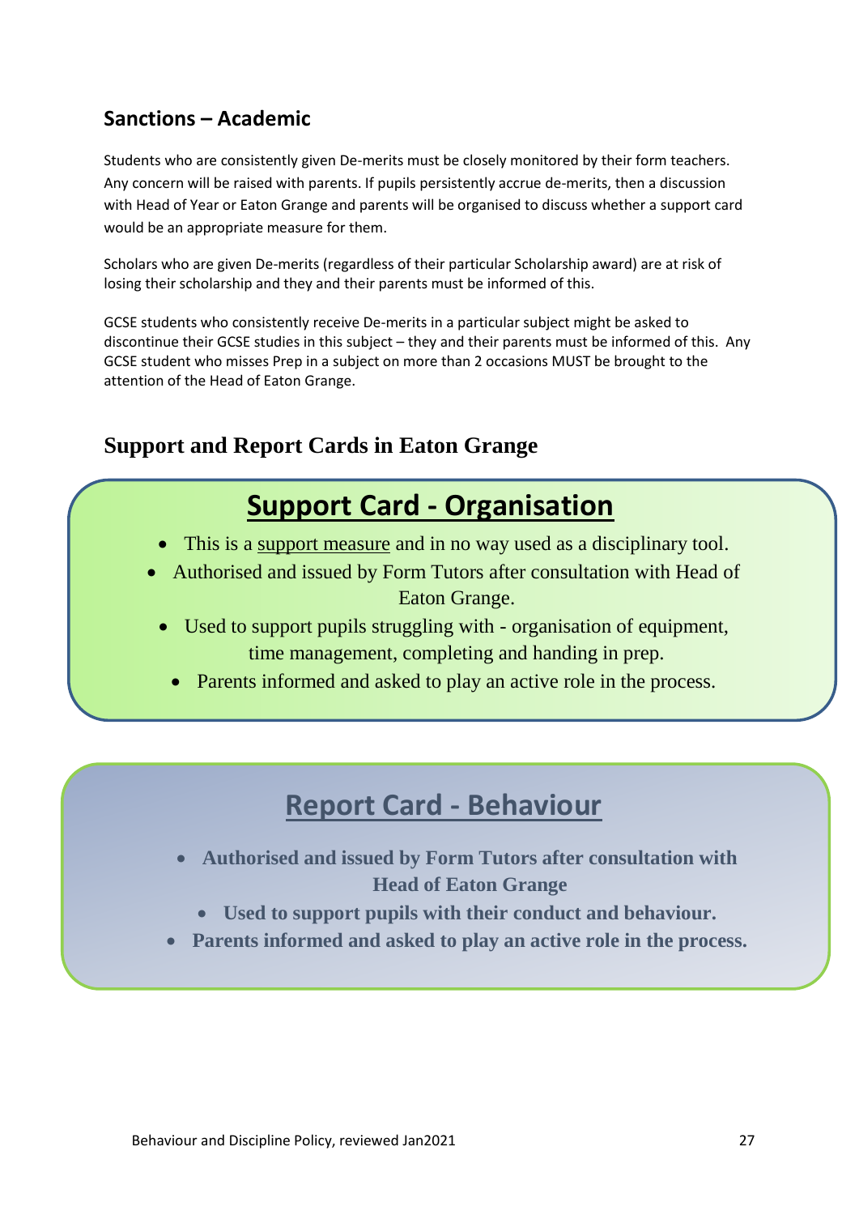## Sanctions – Academic

Students who are consistently given De-merits must be closely monitored by their form teachers. Any concern will be raised with parents. If pupils persistently accrue de-merits, then a discussion with Head of Year or Eaton Grange and parents will be organised to discuss whether a support card would be an appropriate measure for them.

Scholars who are given De-merits (regardless of their particular Scholarship award) are at risk of losing their scholarship and they and their parents must be informed of this.

GCSE students who consistently receive De-merits in a particular subject might be asked to discontinue their GCSE studies in this subject – they and their parents must be informed of this. Any GCSE student who misses Prep in a subject on more than 2 occasions MUST be brought to the attention of the Head of Eaton Grange.

## Support and Report Cards in Eaton Grange

### Support Card - Organisation

- This is a support measure and in no way used as a disciplinary tool.
- Authorised and issued by Form Tutors after consultation with Head of Eaton Grange.
- Used to support pupils struggling with - organisation of equipment, time management, completing and handing in prep.
- Parents informed and asked to play an active role in the process.

### Report Card - Behaviour

- **Authorised and issued by Form Tutors after consultation with Head of Eaton Grange**
- **Used to support pupils with their conduct and behaviour.**
- **Parents informed and asked to play an active role in the process.**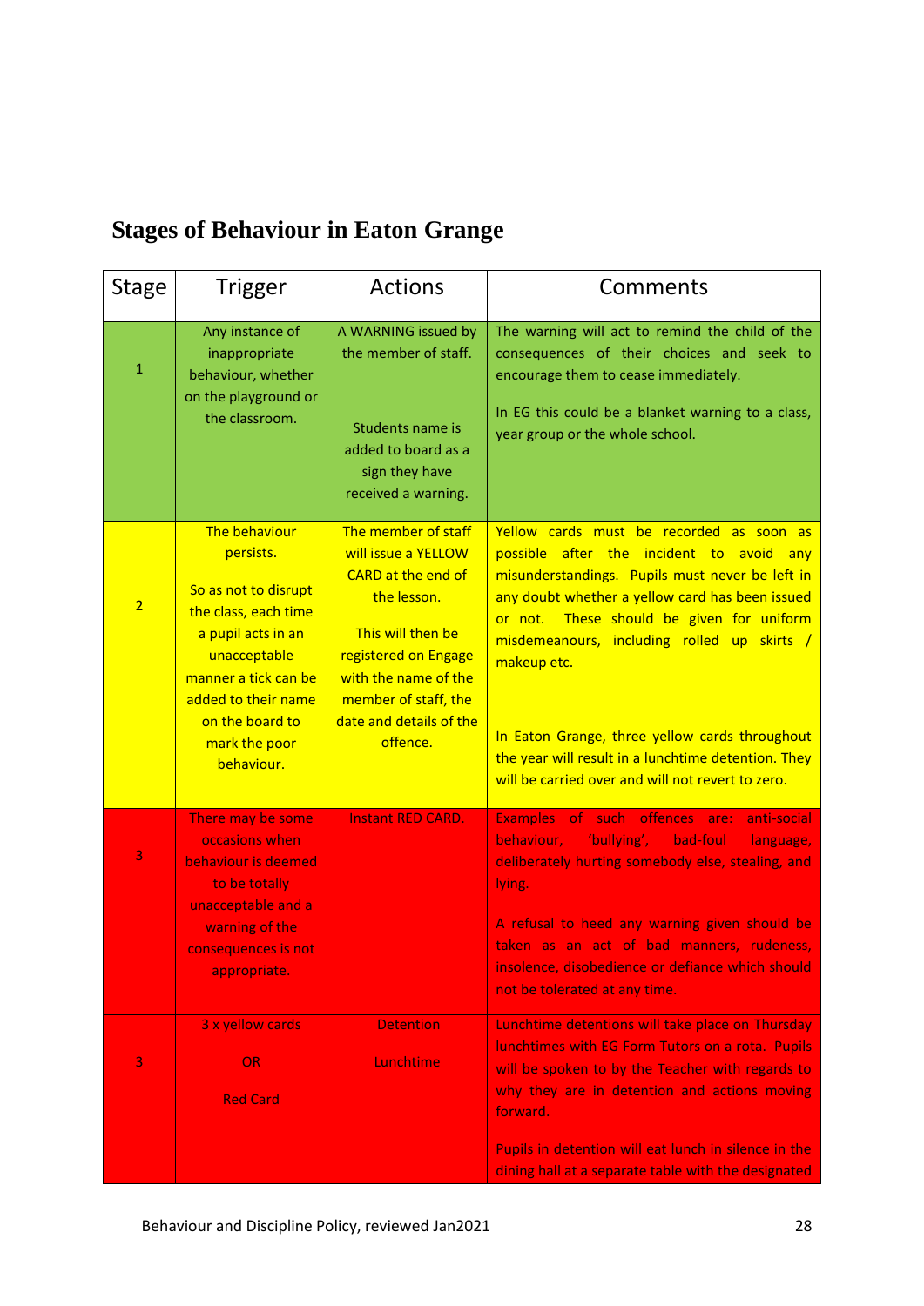## Stages of Behaviour in Eaton Grange

| Stage | Trigger | Actions | Comments |
|---|---|---|---|
| 1 | Any instance of inappropriate behaviour, whether on the playground or the classroom. | A WARNING issued by the member of staff.<br><br>Students name is added to board as a sign they have received a warning. | The warning will act to remind the child of the consequences of their choices and seek to encourage them to cease immediately.<br><br>In EG this could be a blanket warning to a class, year group or the whole school. |
| 2 | The behaviour persists.<br><br>So as not to disrupt the class, each time a pupil acts in an unacceptable manner a tick can be added to their name on the board to mark the poor behaviour. | The member of staff will issue a YELLOW CARD at the end of the lesson.<br><br>This will then be registered on Engage with the name of the member of staff, the date and details of the offence. | Yellow cards must be recorded as soon as possible after the incident to avoid any misunderstandings. Pupils must never be left in any doubt whether a yellow card has been issued or not. These should be given for uniform misdemeanours, including rolled up skirts / makeup etc.<br><br>In Eaton Grange, three yellow cards throughout the year will result in a lunchtime detention. They will be carried over and will not revert to zero. |
| 3 | There may be some occasions when behaviour is deemed to be totally unacceptable and a warning of the consequences is not appropriate. | Instant RED CARD. | Examples of such offences are: anti-social behaviour, 'bullying', bad-foul language, deliberately hurting somebody else, stealing, and lying.<br><br>A refusal to heed any warning given should be taken as an act of bad manners, rudeness, insolence, disobedience or defiance which should not be tolerated at any time. |
| 3 | 3 x yellow cards<br><br>OR<br><br>Red Card | Detention<br><br>Lunchtime | Lunchtime detentions will take place on Thursday lunchtimes with EG Form Tutors on a rota. Pupils will be spoken to by the Teacher with regards to why they are in detention and actions moving forward.<br><br>Pupils in detention will eat lunch in silence in the dining hall at a separate table with the designated |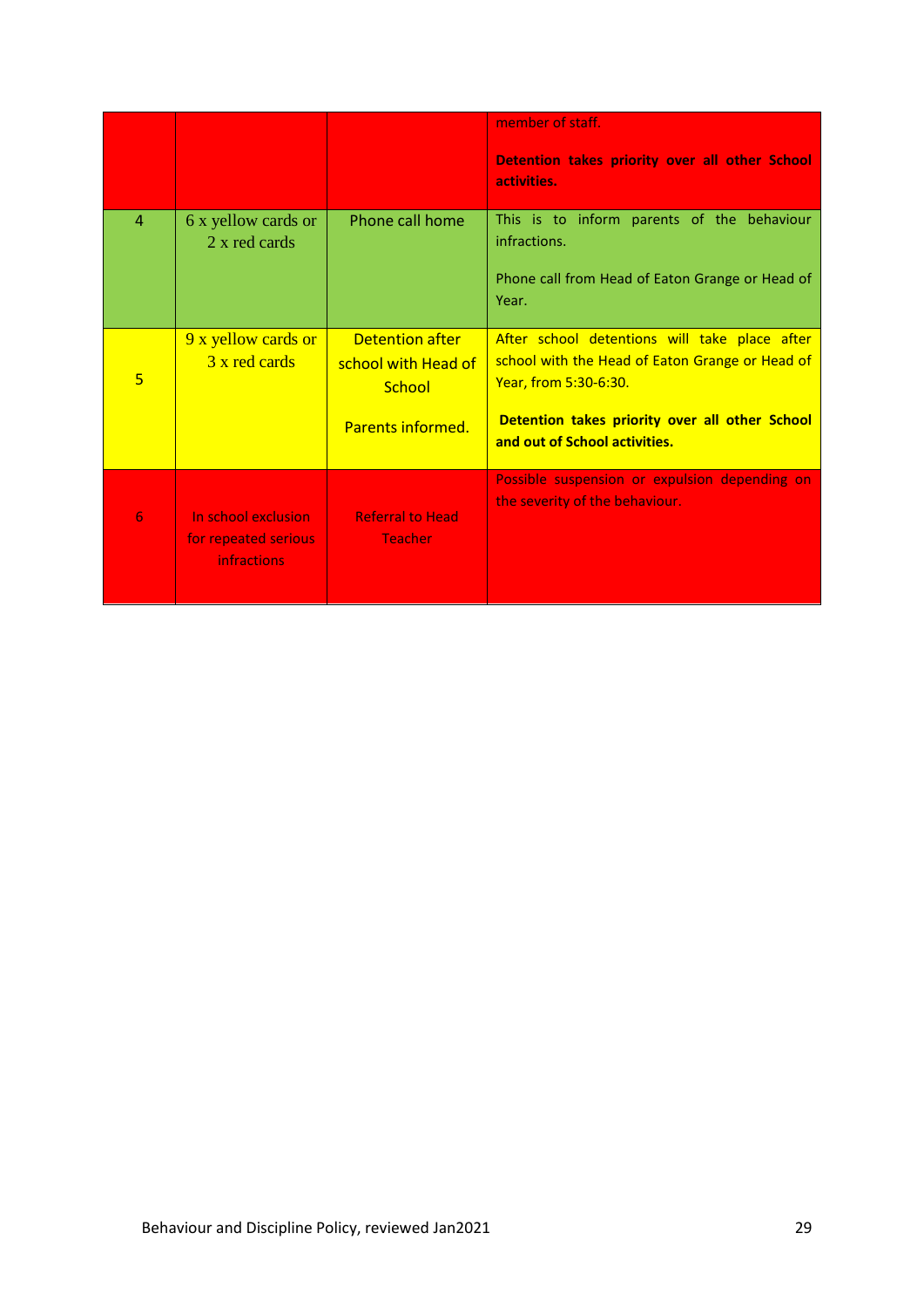| | | | |
|---|---|---|---|
| | | | member of staff.<br><br>**Detention takes priority over all other School activities.** |
| 4 | 6 x yellow cards or 2 x red cards | Phone call home | This is to inform parents of the behaviour infractions.<br><br>Phone call from Head of Eaton Grange or Head of Year. |
| 5 | 9 x yellow cards or 3 x red cards | Detention after school with Head of School<br><br>Parents informed. | After school detentions will take place after school with the Head of Eaton Grange or Head of Year, from 5:30-6:30.<br><br>**Detention takes priority over all other School and out of School activities.** |
| 6 | In school exclusion for repeated serious infractions | Referral to Head Teacher | Possible suspension or expulsion depending on the severity of the behaviour. |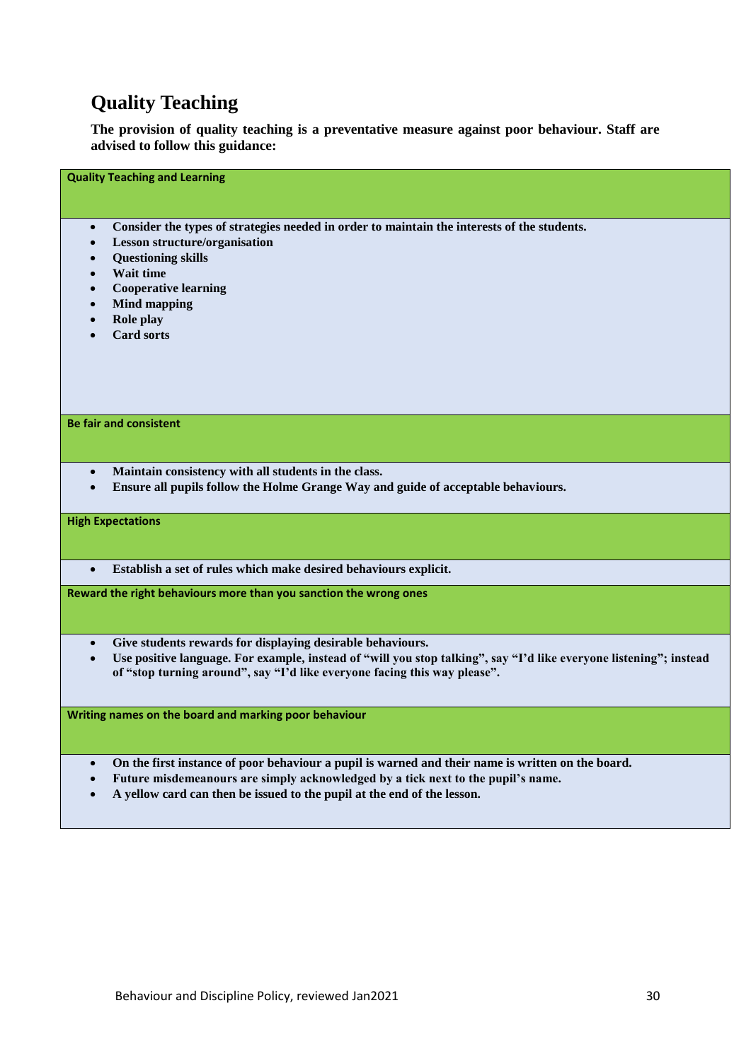## Quality Teaching

**The provision of quality teaching is a preventative measure against poor behaviour. Staff are advised to follow this guidance:**

| **Quality Teaching and Learning** |
|---|
| <ul><li>**Consider the types of strategies needed in order to maintain the interests of the students.**</li><li>**Lesson structure/organisation**</li><li>**Questioning skills**</li><li>**Wait time**</li><li>**Cooperative learning**</li><li>**Mind mapping**</li><li>**Role play**</li><li>**Card sorts**</li></ul> |
| **Be fair and consistent** |
| <ul><li>**Maintain consistency with all students in the class.**</li><li>**Ensure all pupils follow the Holme Grange Way and guide of acceptable behaviours.**</li></ul> |
| **High Expectations** |
| <ul><li>**Establish a set of rules which make desired behaviours explicit.**</li></ul> |
| **Reward the right behaviours more than you sanction the wrong ones** |
| <ul><li>**Give students rewards for displaying desirable behaviours.**</li><li>**Use positive language. For example, instead of "will you stop talking", say "I'd like everyone listening"; instead of "stop turning around", say "I'd like everyone facing this way please".**</li></ul> |
| **Writing names on the board and marking poor behaviour** |
| <ul><li>**On the first instance of poor behaviour a pupil is warned and their name is written on the board.**</li><li>**Future misdemeanours are simply acknowledged by a tick next to the pupil's name.**</li><li>**A yellow card can then be issued to the pupil at the end of the lesson.**</li></ul> |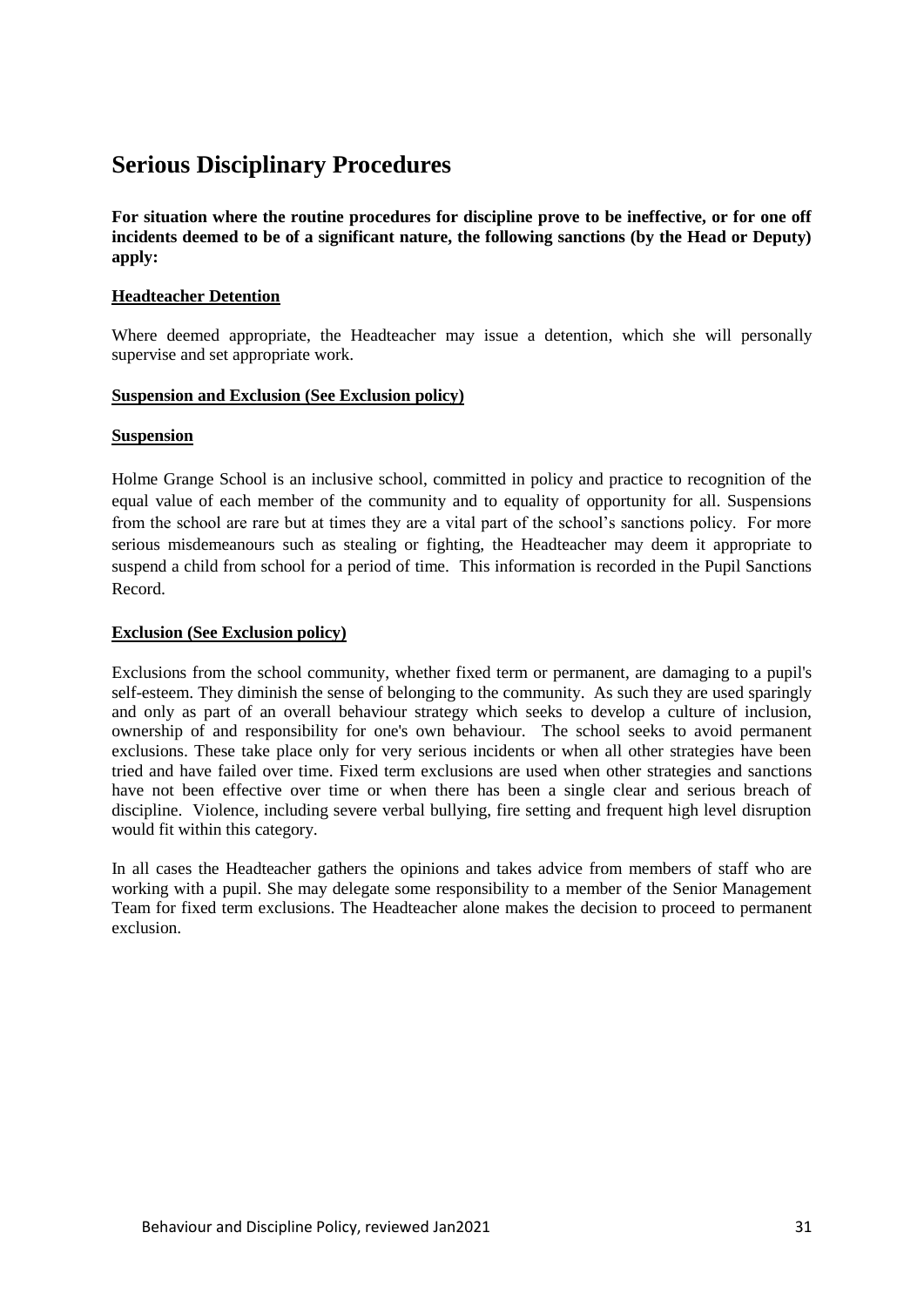## Serious Disciplinary Procedures

**For situation where the routine procedures for discipline prove to be ineffective, or for one off incidents deemed to be of a significant nature, the following sanctions (by the Head or Deputy) apply:**

**Headteacher Detention**

Where deemed appropriate, the Headteacher may issue a detention, which she will personally supervise and set appropriate work.

**Suspension and Exclusion (See Exclusion policy)**

**Suspension**

Holme Grange School is an inclusive school, committed in policy and practice to recognition of the equal value of each member of the community and to equality of opportunity for all. Suspensions from the school are rare but at times they are a vital part of the school's sanctions policy. For more serious misdemeanours such as stealing or fighting, the Headteacher may deem it appropriate to suspend a child from school for a period of time. This information is recorded in the Pupil Sanctions Record.

**Exclusion (See Exclusion policy)**

Exclusions from the school community, whether fixed term or permanent, are damaging to a pupil's self-esteem. They diminish the sense of belonging to the community. As such they are used sparingly and only as part of an overall behaviour strategy which seeks to develop a culture of inclusion, ownership of and responsibility for one's own behaviour. The school seeks to avoid permanent exclusions. These take place only for very serious incidents or when all other strategies have been tried and have failed over time. Fixed term exclusions are used when other strategies and sanctions have not been effective over time or when there has been a single clear and serious breach of discipline. Violence, including severe verbal bullying, fire setting and frequent high level disruption would fit within this category.

In all cases the Headteacher gathers the opinions and takes advice from members of staff who are working with a pupil. She may delegate some responsibility to a member of the Senior Management Team for fixed term exclusions. The Headteacher alone makes the decision to proceed to permanent exclusion.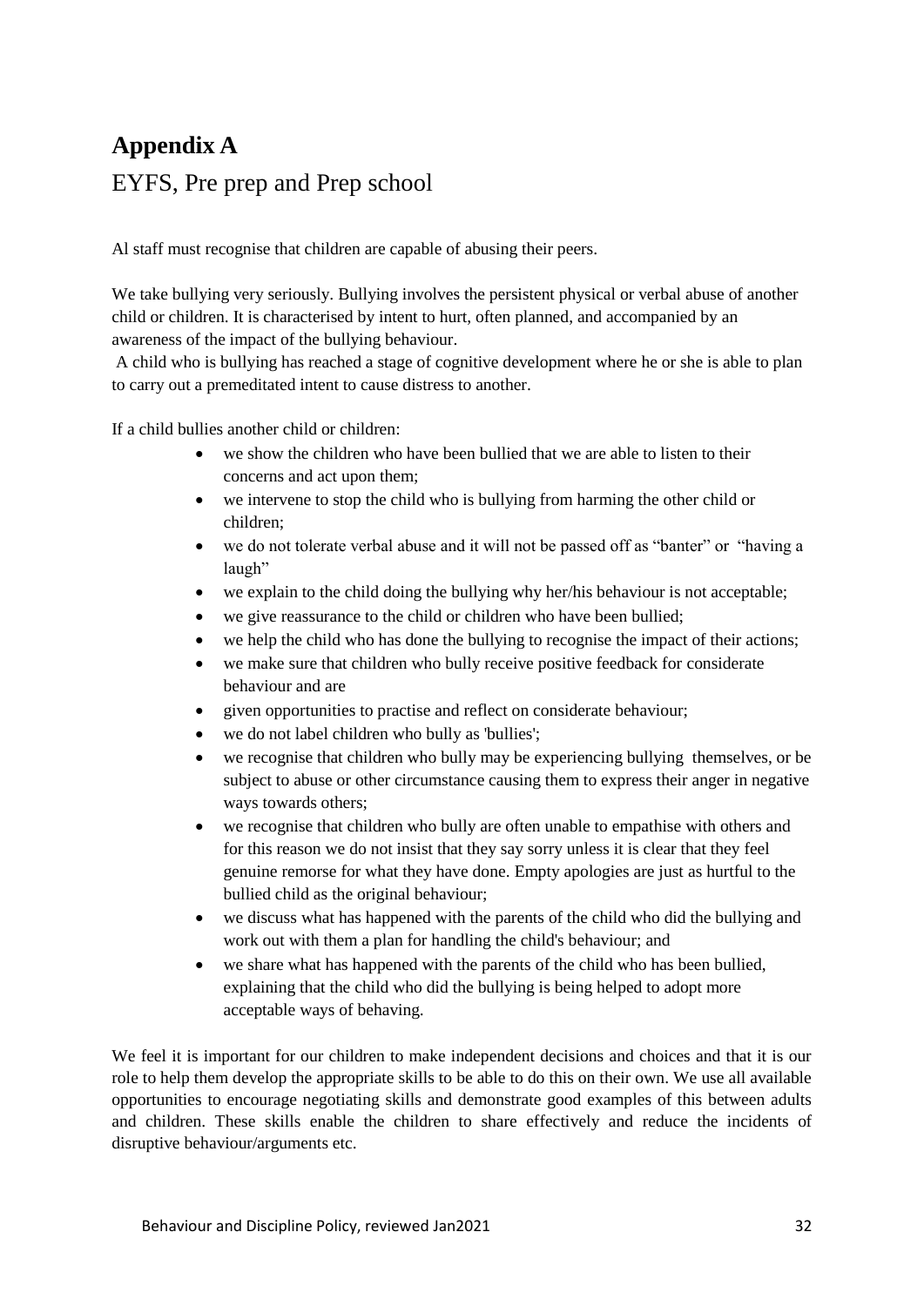# Appendix A

## EYFS, Pre prep and Prep school

Al staff must recognise that children are capable of abusing their peers.

We take bullying very seriously. Bullying involves the persistent physical or verbal abuse of another child or children. It is characterised by intent to hurt, often planned, and accompanied by an awareness of the impact of the bullying behaviour.

A child who is bullying has reached a stage of cognitive development where he or she is able to plan to carry out a premeditated intent to cause distress to another.

If a child bullies another child or children:

- we show the children who have been bullied that we are able to listen to their concerns and act upon them;
- we intervene to stop the child who is bullying from harming the other child or children;
- we do not tolerate verbal abuse and it will not be passed off as "banter" or "having a laugh"
- we explain to the child doing the bullying why her/his behaviour is not acceptable;
- we give reassurance to the child or children who have been bullied;
- we help the child who has done the bullying to recognise the impact of their actions;
- we make sure that children who bully receive positive feedback for considerate behaviour and are
- given opportunities to practise and reflect on considerate behaviour;
- we do not label children who bully as 'bullies';
- we recognise that children who bully may be experiencing bullying themselves, or be subject to abuse or other circumstance causing them to express their anger in negative ways towards others;
- we recognise that children who bully are often unable to empathise with others and for this reason we do not insist that they say sorry unless it is clear that they feel genuine remorse for what they have done. Empty apologies are just as hurtful to the bullied child as the original behaviour;
- we discuss what has happened with the parents of the child who did the bullying and work out with them a plan for handling the child's behaviour; and
- we share what has happened with the parents of the child who has been bullied, explaining that the child who did the bullying is being helped to adopt more acceptable ways of behaving.

We feel it is important for our children to make independent decisions and choices and that it is our role to help them develop the appropriate skills to be able to do this on their own. We use all available opportunities to encourage negotiating skills and demonstrate good examples of this between adults and children. These skills enable the children to share effectively and reduce the incidents of disruptive behaviour/arguments etc.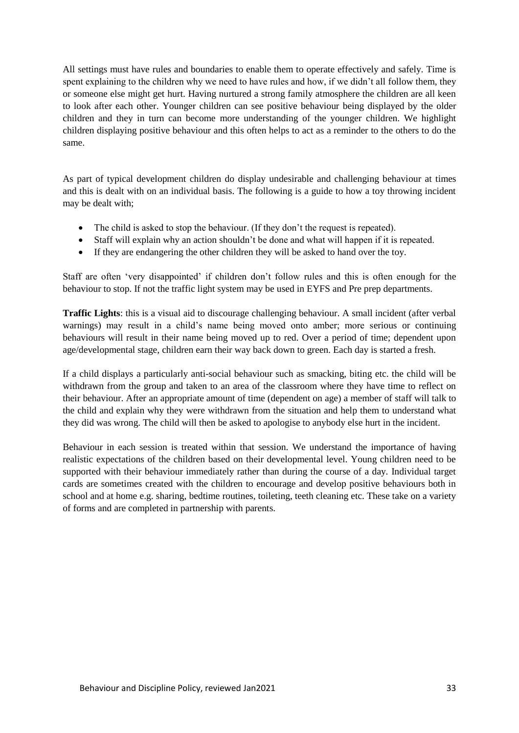All settings must have rules and boundaries to enable them to operate effectively and safely. Time is spent explaining to the children why we need to have rules and how, if we didn't all follow them, they or someone else might get hurt. Having nurtured a strong family atmosphere the children are all keen to look after each other. Younger children can see positive behaviour being displayed by the older children and they in turn can become more understanding of the younger children. We highlight children displaying positive behaviour and this often helps to act as a reminder to the others to do the same.

As part of typical development children do display undesirable and challenging behaviour at times and this is dealt with on an individual basis. The following is a guide to how a toy throwing incident may be dealt with;

- The child is asked to stop the behaviour. (If they don't the request is repeated).
- Staff will explain why an action shouldn't be done and what will happen if it is repeated.
- If they are endangering the other children they will be asked to hand over the toy.

Staff are often 'very disappointed' if children don't follow rules and this is often enough for the behaviour to stop. If not the traffic light system may be used in EYFS and Pre prep departments.

**Traffic Lights**: this is a visual aid to discourage challenging behaviour. A small incident (after verbal warnings) may result in a child's name being moved onto amber; more serious or continuing behaviours will result in their name being moved up to red. Over a period of time; dependent upon age/developmental stage, children earn their way back down to green. Each day is started a fresh.

If a child displays a particularly anti-social behaviour such as smacking, biting etc. the child will be withdrawn from the group and taken to an area of the classroom where they have time to reflect on their behaviour. After an appropriate amount of time (dependent on age) a member of staff will talk to the child and explain why they were withdrawn from the situation and help them to understand what they did was wrong. The child will then be asked to apologise to anybody else hurt in the incident.

Behaviour in each session is treated within that session. We understand the importance of having realistic expectations of the children based on their developmental level. Young children need to be supported with their behaviour immediately rather than during the course of a day. Individual target cards are sometimes created with the children to encourage and develop positive behaviours both in school and at home e.g. sharing, bedtime routines, toileting, teeth cleaning etc. These take on a variety of forms and are completed in partnership with parents.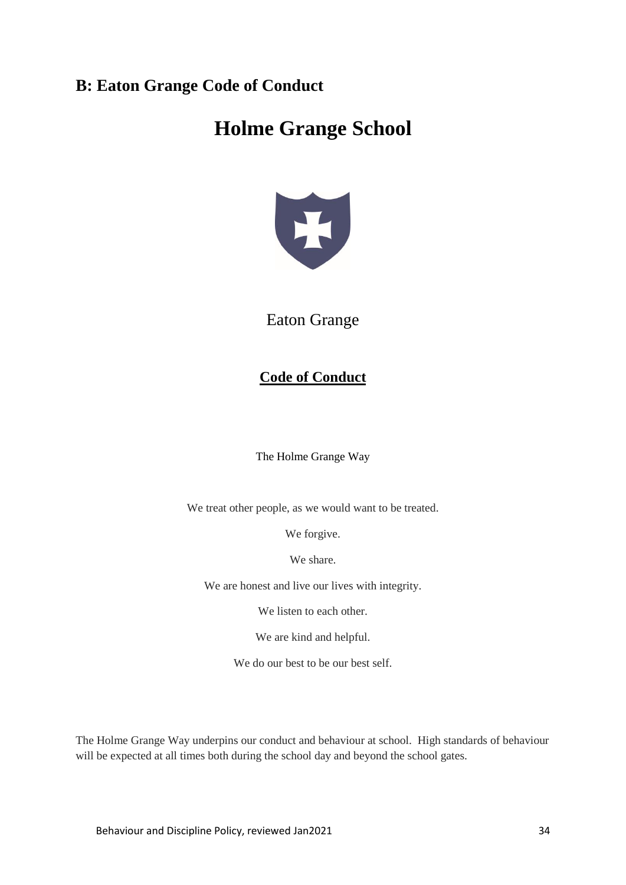## B: Eaton Grange Code of Conduct

# Holme Grange School

Eaton Grange

**Code of Conduct**

The Holme Grange Way

We treat other people, as we would want to be treated.

We forgive.

We share.

We are honest and live our lives with integrity.

We listen to each other.

We are kind and helpful.

We do our best to be our best self.

The Holme Grange Way underpins our conduct and behaviour at school. High standards of behaviour will be expected at all times both during the school day and beyond the school gates.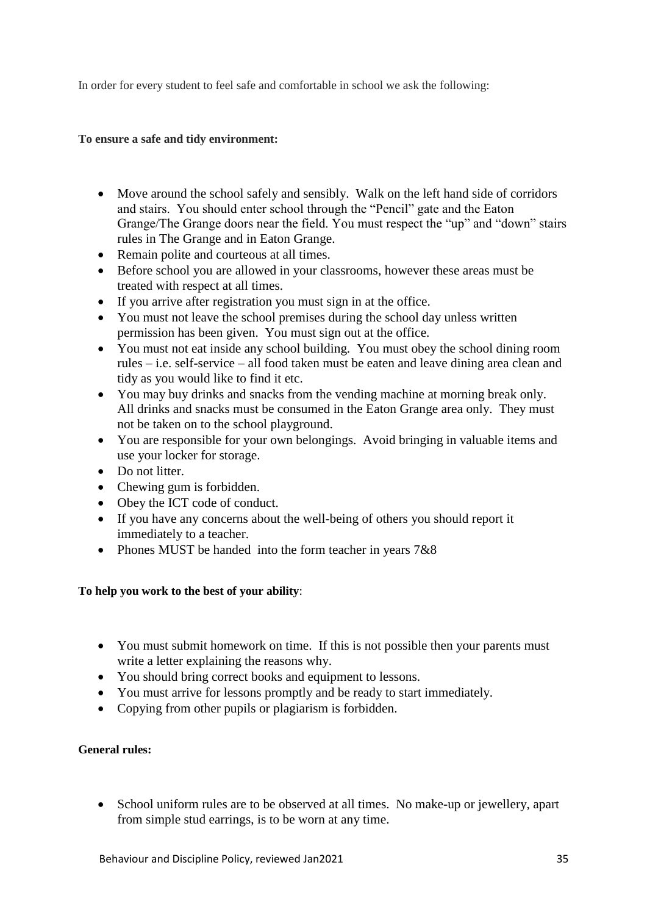In order for every student to feel safe and comfortable in school we ask the following:

**To ensure a safe and tidy environment:**

- Move around the school safely and sensibly. Walk on the left hand side of corridors and stairs. You should enter school through the "Pencil" gate and the Eaton Grange/The Grange doors near the field. You must respect the "up" and "down" stairs rules in The Grange and in Eaton Grange.
- Remain polite and courteous at all times.
- Before school you are allowed in your classrooms, however these areas must be treated with respect at all times.
- If you arrive after registration you must sign in at the office.
- You must not leave the school premises during the school day unless written permission has been given. You must sign out at the office.
- You must not eat inside any school building. You must obey the school dining room rules – i.e. self-service – all food taken must be eaten and leave dining area clean and tidy as you would like to find it etc.
- You may buy drinks and snacks from the vending machine at morning break only. All drinks and snacks must be consumed in the Eaton Grange area only. They must not be taken on to the school playground.
- You are responsible for your own belongings. Avoid bringing in valuable items and use your locker for storage.
- Do not litter.
- Chewing gum is forbidden.
- Obey the ICT code of conduct.
- If you have any concerns about the well-being of others you should report it immediately to a teacher.
- Phones MUST be handed into the form teacher in years 7&8

**To help you work to the best of your ability**:

- You must submit homework on time. If this is not possible then your parents must write a letter explaining the reasons why.
- You should bring correct books and equipment to lessons.
- You must arrive for lessons promptly and be ready to start immediately.
- Copying from other pupils or plagiarism is forbidden.

**General rules:**

- School uniform rules are to be observed at all times. No make-up or jewellery, apart from simple stud earrings, is to be worn at any time.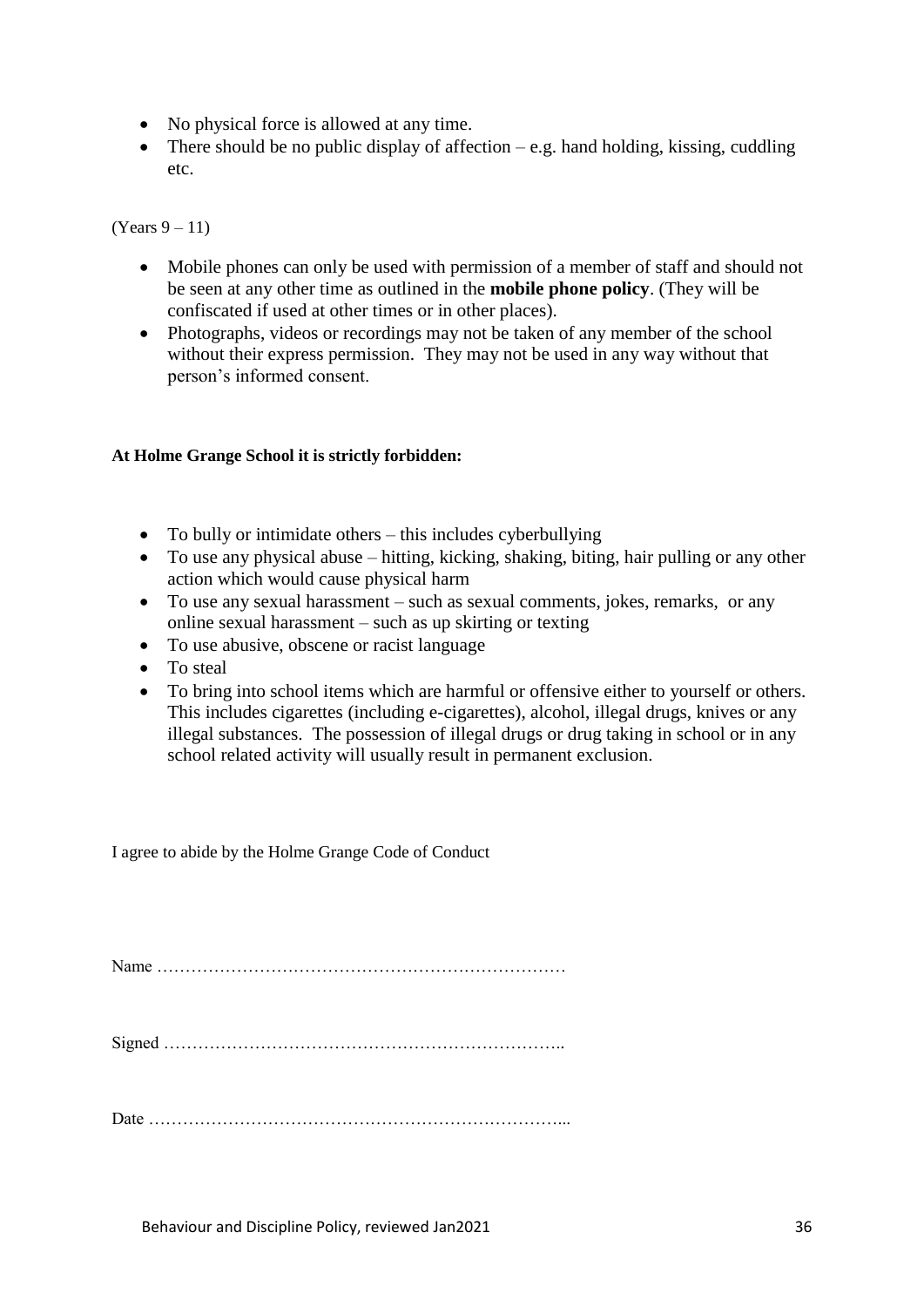- No physical force is allowed at any time.
- There should be no public display of affection – e.g. hand holding, kissing, cuddling etc.

(Years 9 – 11)

- Mobile phones can only be used with permission of a member of staff and should not be seen at any other time as outlined in the **mobile phone policy**. (They will be confiscated if used at other times or in other places).
- Photographs, videos or recordings may not be taken of any member of the school without their express permission. They may not be used in any way without that person's informed consent.

**At Holme Grange School it is strictly forbidden:**

- To bully or intimidate others – this includes cyberbullying
- To use any physical abuse – hitting, kicking, shaking, biting, hair pulling or any other action which would cause physical harm
- To use any sexual harassment – such as sexual comments, jokes, remarks, or any online sexual harassment – such as up skirting or texting
- To use abusive, obscene or racist language
- To steal
- To bring into school items which are harmful or offensive either to yourself or others. This includes cigarettes (including e-cigarettes), alcohol, illegal drugs, knives or any illegal substances. The possession of illegal drugs or drug taking in school or in any school related activity will usually result in permanent exclusion.

I agree to abide by the Holme Grange Code of Conduct

Name ………………………………………………………………

Signed ……………………………………………………………..

Date ………………………………………………………………...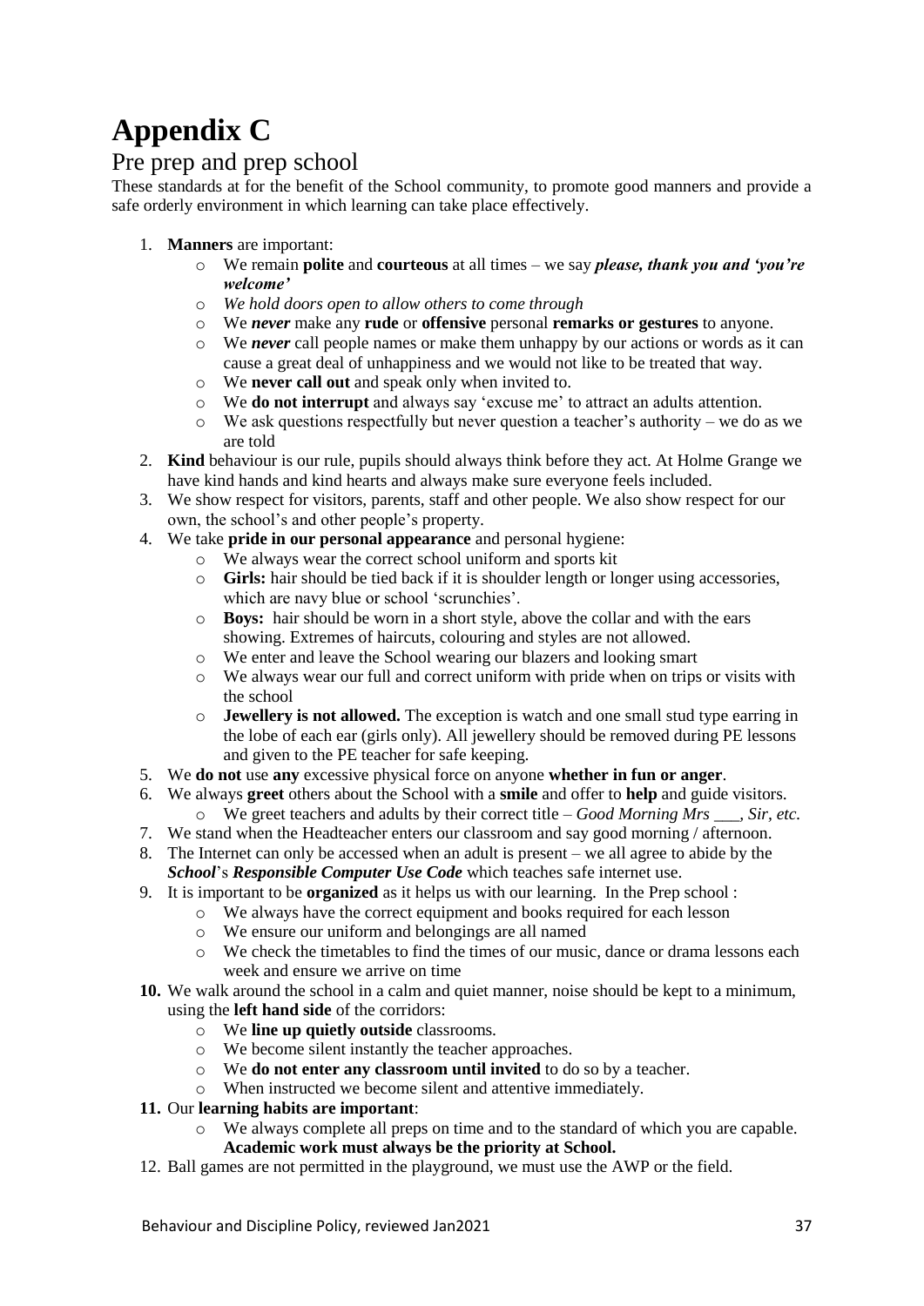# Appendix C

## Pre prep and prep school

These standards at for the benefit of the School community, to promote good manners and provide a safe orderly environment in which learning can take place effectively.

1. **Manners** are important:
   - We remain **polite** and **courteous** at all times – we say ***please, thank you and 'you're welcome'***
   - *We hold doors open to allow others to come through*
   - We ***never*** make any **rude** or **offensive** personal **remarks or gestures** to anyone.
   - We ***never*** call people names or make them unhappy by our actions or words as it can cause a great deal of unhappiness and we would not like to be treated that way.
   - We **never call out** and speak only when invited to.
   - We **do not interrupt** and always say 'excuse me' to attract an adults attention.
   - We ask questions respectfully but never question a teacher's authority – we do as we are told
2. **Kind** behaviour is our rule, pupils should always think before they act. At Holme Grange we have kind hands and kind hearts and always make sure everyone feels included.
3. We show respect for visitors, parents, staff and other people. We also show respect for our own, the school's and other people's property.
4. We take **pride in our personal appearance** and personal hygiene:
   - We always wear the correct school uniform and sports kit
   - **Girls:** hair should be tied back if it is shoulder length or longer using accessories, which are navy blue or school 'scrunchies'.
   - **Boys:** hair should be worn in a short style, above the collar and with the ears showing. Extremes of haircuts, colouring and styles are not allowed.
   - We enter and leave the School wearing our blazers and looking smart
   - We always wear our full and correct uniform with pride when on trips or visits with the school
   - **Jewellery is not allowed.** The exception is watch and one small stud type earring in the lobe of each ear (girls only). All jewellery should be removed during PE lessons and given to the PE teacher for safe keeping.
5. We **do not** use **any** excessive physical force on anyone **whether in fun or anger**.
6. We always **greet** others about the School with a **smile** and offer to **help** and guide visitors.
   - We greet teachers and adults by their correct title – *Good Morning Mrs \_\_\_, Sir, etc.*
7. We stand when the Headteacher enters our classroom and say good morning / afternoon.
8. The Internet can only be accessed when an adult is present – we all agree to abide by the ***School***'s ***Responsible Computer Use Code*** which teaches safe internet use.
9. It is important to be **organized** as it helps us with our learning. In the Prep school :
   - We always have the correct equipment and books required for each lesson
   - We ensure our uniform and belongings are all named
   - We check the timetables to find the times of our music, dance or drama lessons each week and ensure we arrive on time
10. We walk around the school in a calm and quiet manner, noise should be kept to a minimum, using the **left hand side** of the corridors:
    - We **line up quietly outside** classrooms.
    - We become silent instantly the teacher approaches.
    - We **do not enter any classroom until invited** to do so by a teacher.
    - When instructed we become silent and attentive immediately.
11. Our **learning habits are important**:
    - We always complete all preps on time and to the standard of which you are capable. **Academic work must always be the priority at School.**
12. Ball games are not permitted in the playground, we must use the AWP or the field.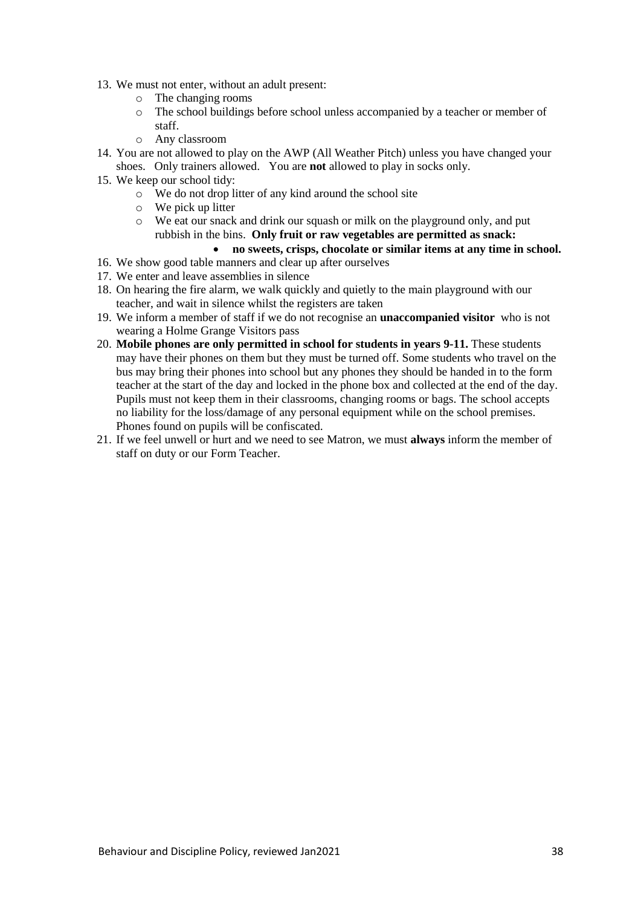13. We must not enter, without an adult present:
    - The changing rooms
    - The school buildings before school unless accompanied by a teacher or member of staff.
    - Any classroom
14. You are not allowed to play on the AWP (All Weather Pitch) unless you have changed your shoes. Only trainers allowed. You are **not** allowed to play in socks only.
15. We keep our school tidy:
    - We do not drop litter of any kind around the school site
    - We pick up litter
    - We eat our snack and drink our squash or milk on the playground only, and put rubbish in the bins. **Only fruit or raw vegetables are permitted as snack:**
        - **no sweets, crisps, chocolate or similar items at any time in school.**
16. We show good table manners and clear up after ourselves
17. We enter and leave assemblies in silence
18. On hearing the fire alarm, we walk quickly and quietly to the main playground with our teacher, and wait in silence whilst the registers are taken
19. We inform a member of staff if we do not recognise an **unaccompanied visitor** who is not wearing a Holme Grange Visitors pass
20. **Mobile phones are only permitted in school for students in years 9-11.** These students may have their phones on them but they must be turned off. Some students who travel on the bus may bring their phones into school but any phones they should be handed in to the form teacher at the start of the day and locked in the phone box and collected at the end of the day. Pupils must not keep them in their classrooms, changing rooms or bags. The school accepts no liability for the loss/damage of any personal equipment while on the school premises. Phones found on pupils will be confiscated.
21. If we feel unwell or hurt and we need to see Matron, we must **always** inform the member of staff on duty or our Form Teacher.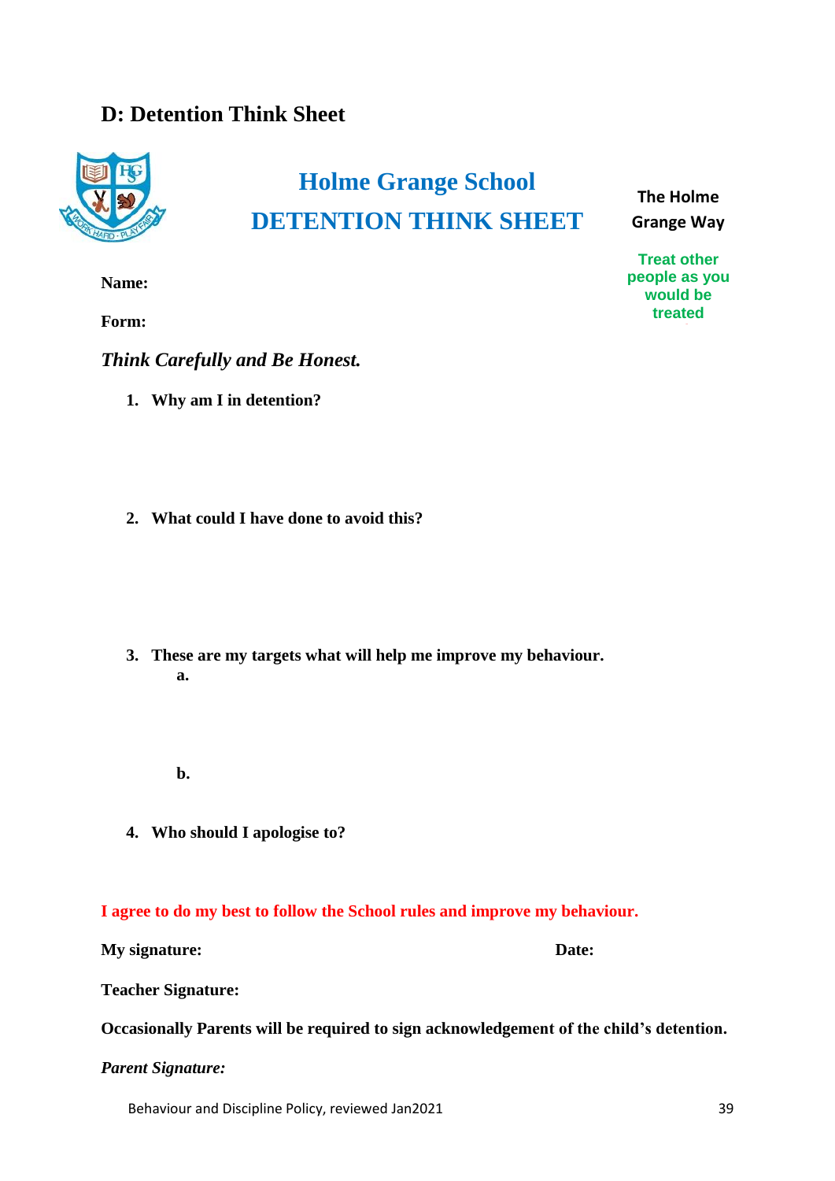## D: Detention Think Sheet

# Holme Grange School
# DETENTION THINK SHEET

**The Holme Grange Way**

**Treat other people as you would be treated**

**Name:**

**Form:**

***Think Carefully and Be Honest.***

1. **Why am I in detention?**

2. **What could I have done to avoid this?**

3. **These are my targets what will help me improve my behaviour.**
   - **a.**
   - **b.**

4. **Who should I apologise to?**

**I agree to do my best to follow the School rules and improve my behaviour.**

**My signature:** **Date:**

**Teacher Signature:**

**Occasionally Parents will be required to sign acknowledgement of the child's detention.**

***Parent Signature:***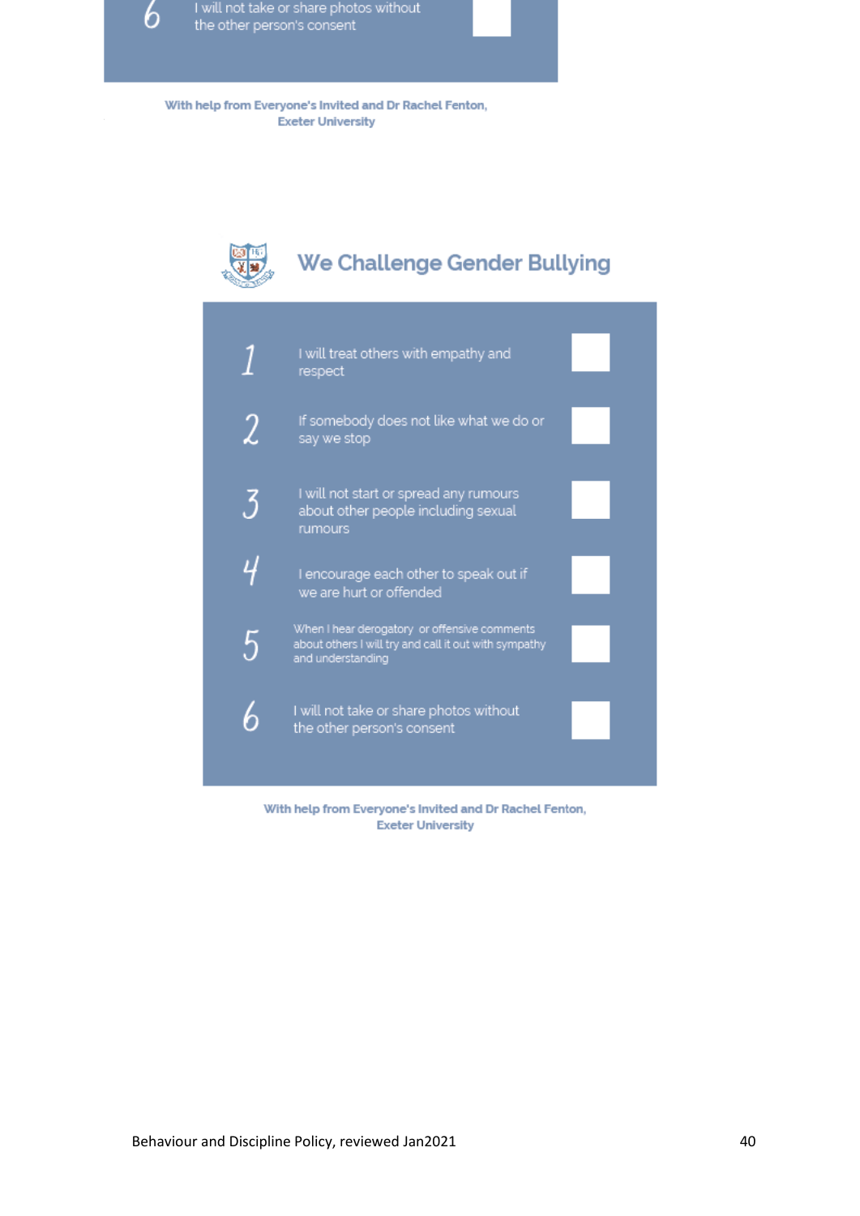6 I will not take or share photos without the other person's consent

With help from Everyone's Invited and Dr Rachel Fenton, Exeter University

## We Challenge Gender Bullying

1. I will treat others with empathy and respect
2. If somebody does not like what we do or say we stop
3. I will not start or spread any rumours about other people including sexual rumours
4. I encourage each other to speak out if we are hurt or offended
5. When I hear derogatory or offensive comments about others I will try and call it out with sympathy and understanding
6. I will not take or share photos without the other person's consent

With help from Everyone's Invited and Dr Rachel Fenton, Exeter University